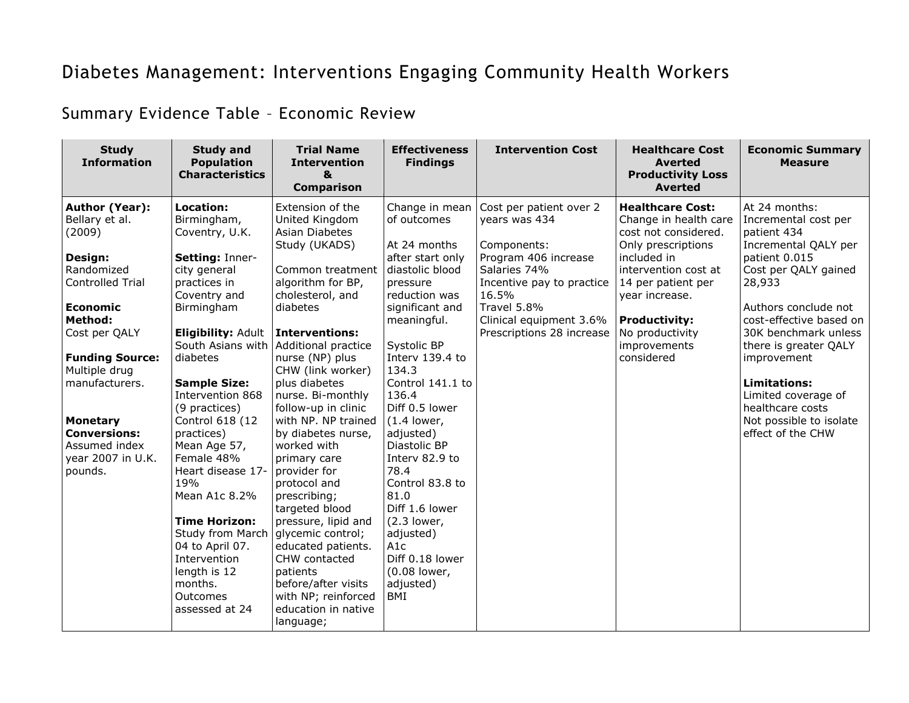# Diabetes Management: Interventions Engaging Community Health Workers

## Summary Evidence Table – Economic Review

| Study Information | Study and Population Characteristics | Trial Name Intervention & Comparison | Effectiveness Findings | Intervention Cost | Healthcare Cost Averted Productivity Loss Averted | Economic Summary Measure |
|---|---|---|---|---|---|---|
| **Author (Year):** Bellary et al. (2009)<br><br>**Design:** Randomized Controlled Trial<br><br>**Economic Method:** Cost per QALY<br><br>**Funding Source:** Multiple drug manufacturers.<br><br>**Monetary Conversions:** Assumed index year 2007 in U.K. pounds. | **Location:** Birmingham, Coventry, U.K.<br><br>**Setting:** Inner-city general practices in Coventry and Birmingham<br><br>**Eligibility:** Adult South Asians with diabetes<br><br>**Sample Size:** Intervention 868 (9 practices) Control 618 (12 practices) Mean Age 57, Female 48% Heart disease 17-19% Mean A1c 8.2%<br><br>**Time Horizon:** Study from March 04 to April 07. Intervention length is 12 months. Outcomes assessed at 24 | Extension of the United Kingdom Asian Diabetes Study (UKADS)<br><br>Common treatment algorithm for BP, cholesterol, and diabetes<br><br>**Interventions:** Additional practice nurse (NP) plus CHW (link worker) plus diabetes nurse. Bi-monthly follow-up in clinic with NP. NP trained by diabetes nurse, worked with primary care provider for protocol and prescribing; targeted blood pressure, lipid and glycemic control; educated patients. CHW contacted patients before/after visits with NP; reinforced education in native language; | Change in mean of outcomes<br><br>At 24 months after start only diastolic blood pressure reduction was significant and meaningful.<br><br>Systolic BP<br>Interv 139.4 to 134.3<br>Control 141.1 to 136.4<br>Diff 0.5 lower (1.4 lower, adjusted)<br>Diastolic BP<br>Interv 82.9 to 78.4<br>Control 83.8 to 81.0<br>Diff 1.6 lower (2.3 lower, adjusted)<br>A1c<br>Diff 0.18 lower (0.08 lower, adjusted)<br>BMI | Cost per patient over 2 years was 434<br><br>Components:<br>Program 406 increase<br>Salaries 74%<br>Incentive pay to practice 16.5%<br>Travel 5.8%<br>Clinical equipment 3.6%<br>Prescriptions 28 increase | **Healthcare Cost:** Change in health care cost not considered. Only prescriptions included in intervention cost at 14 per patient per year increase.<br><br>**Productivity:** No productivity improvements considered | At 24 months:<br>Incremental cost per patient 434<br>Incremental QALY per patient 0.015<br>Cost per QALY gained 28,933<br><br>Authors conclude not cost-effective based on 30K benchmark unless there is greater QALY improvement<br><br>**Limitations:**<br>Limited coverage of healthcare costs<br>Not possible to isolate effect of the CHW |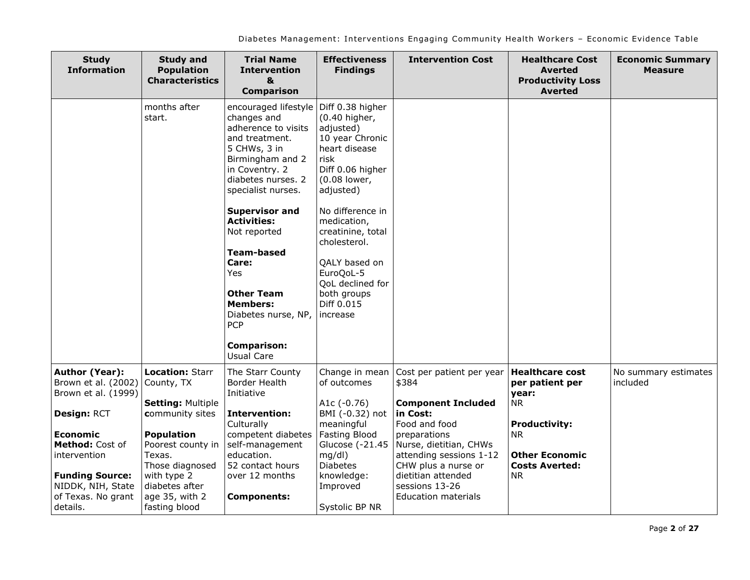| Study Information | Study and Population Characteristics | Trial Name Intervention & Comparison | Effectiveness Findings | Intervention Cost | Healthcare Cost Averted Productivity Loss Averted | Economic Summary Measure |
|---|---|---|---|---|---|---|
| | months after start. | encouraged lifestyle changes and adherence to visits and treatment.<br>5 CHWs, 3 in Birmingham and 2 in Coventry. 2 diabetes nurses. 2 specialist nurses.<br><br>**Supervisor and Activities:**<br>Not reported<br><br>**Team-based Care:**<br>Yes<br><br>**Other Team Members:**<br>Diabetes nurse, NP, PCP<br><br>**Comparison:**<br>Usual Care | Diff 0.38 higher (0.40 higher, adjusted)<br>10 year Chronic heart disease risk<br>Diff 0.06 higher (0.08 lower, adjusted)<br><br>No difference in medication, creatinine, total cholesterol.<br><br>QALY based on EuroQoL-5<br>QoL declined for both groups<br>Diff 0.015 increase | | | |
| **Author (Year):**<br>Brown et al. (2002)<br>Brown et al. (1999)<br><br>**Design:** RCT<br><br>**Economic Method:** Cost of intervention<br><br>**Funding Source:**<br>NIDDK, NIH, State of Texas. No grant details. | **Location:** Starr County, TX<br><br>**Setting:** Multiple community sites<br><br>**Population**<br>Poorest county in Texas.<br>Those diagnosed with type 2 diabetes after age 35, with 2 fasting blood | The Starr County Border Health Initiative<br><br>**Intervention:**<br>Culturally competent diabetes self-management education.<br>52 contact hours over 12 months<br><br>**Components:** | Change in mean of outcomes<br><br>A1c (-0.76)<br>BMI (-0.32) not meaningful<br>Fasting Blood Glucose (-21.45 mg/dl)<br>Diabetes knowledge: Improved<br><br>Systolic BP NR | Cost per patient per year $384<br><br>**Component Included in Cost:**<br>Food and food preparations<br>Nurse, dietitian, CHWs attending sessions 1-12<br>CHW plus a nurse or dietitian attended sessions 13-26<br>Education materials | **Healthcare cost per patient per year:**<br>NR<br><br>**Productivity:**<br>NR<br><br>**Other Economic Costs Averted:**<br>NR | No summary estimates included |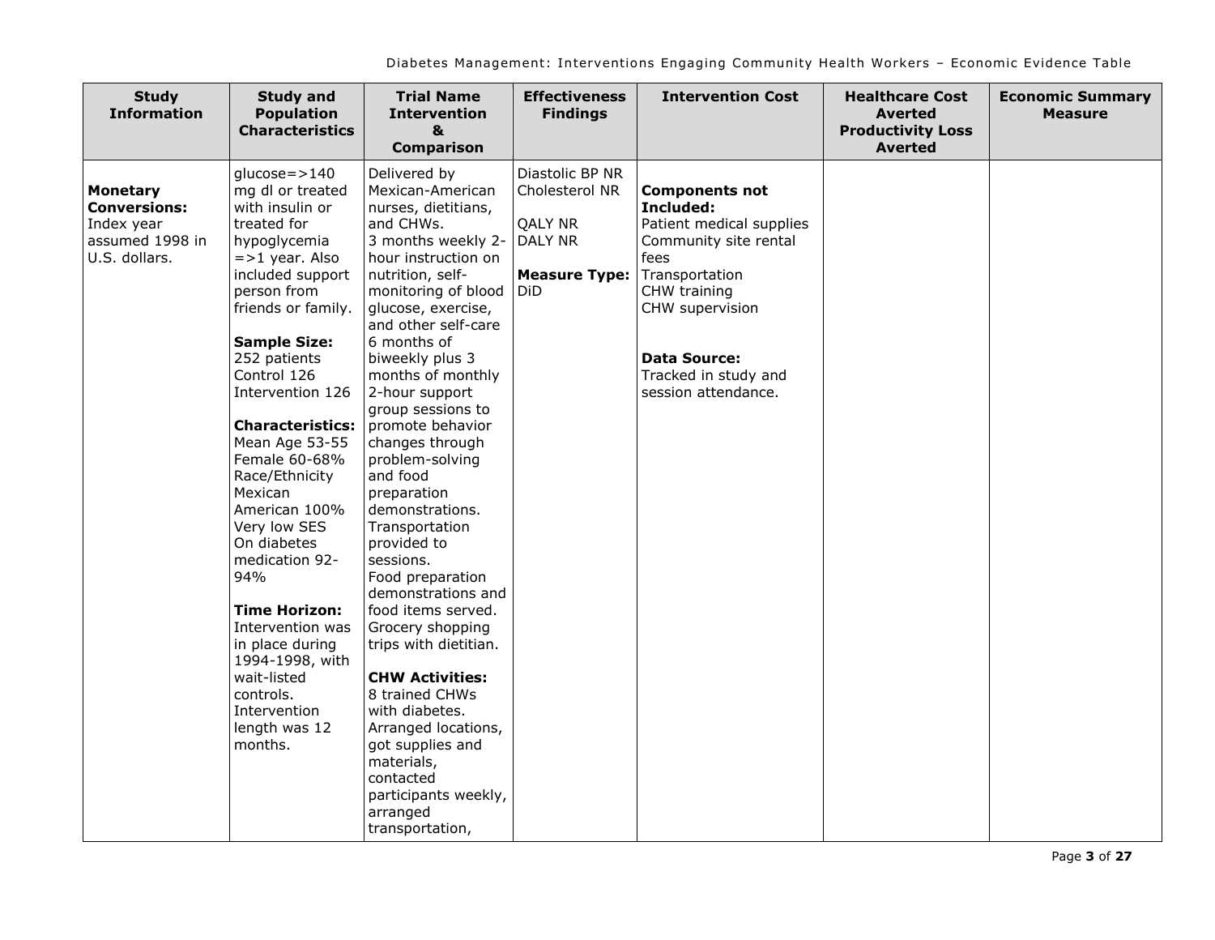| Study Information | Study and Population Characteristics | Trial Name Intervention & Comparison | Effectiveness Findings | Intervention Cost | Healthcare Cost Averted Productivity Loss Averted | Economic Summary Measure |
|---|---|---|---|---|---|---|
| **Monetary Conversions:** Index year assumed 1998 in U.S. dollars. | glucose=>140 mg dl or treated with insulin or treated for hypoglycemia =>1 year. Also included support person from friends or family.<br><br>**Sample Size:** 252 patients Control 126 Intervention 126<br><br>**Characteristics:** Mean Age 53-55 Female 60-68% Race/Ethnicity Mexican American 100% Very low SES On diabetes medication 92-94%<br><br>**Time Horizon:** Intervention was in place during 1994-1998, with wait-listed controls. Intervention length was 12 months. | Delivered by Mexican-American nurses, dietitians, and CHWs.<br>3 months weekly 2-hour instruction on nutrition, self-monitoring of blood glucose, exercise, and other self-care 6 months of biweekly plus 3 months of monthly 2-hour support group sessions to promote behavior changes through problem-solving and food preparation demonstrations.<br>Transportation provided to sessions.<br>Food preparation demonstrations and food items served.<br>Grocery shopping trips with dietitian.<br><br>**CHW Activities:** 8 trained CHWs with diabetes. Arranged locations, got supplies and materials, contacted participants weekly, arranged transportation, | Diastolic BP NR<br>Cholesterol NR<br><br>QALY NR<br>DALY NR<br><br>**Measure Type:** DiD | **Components not Included:**<br>Patient medical supplies<br>Community site rental fees<br>Transportation<br>CHW training<br>CHW supervision<br><br>**Data Source:** Tracked in study and session attendance. | | |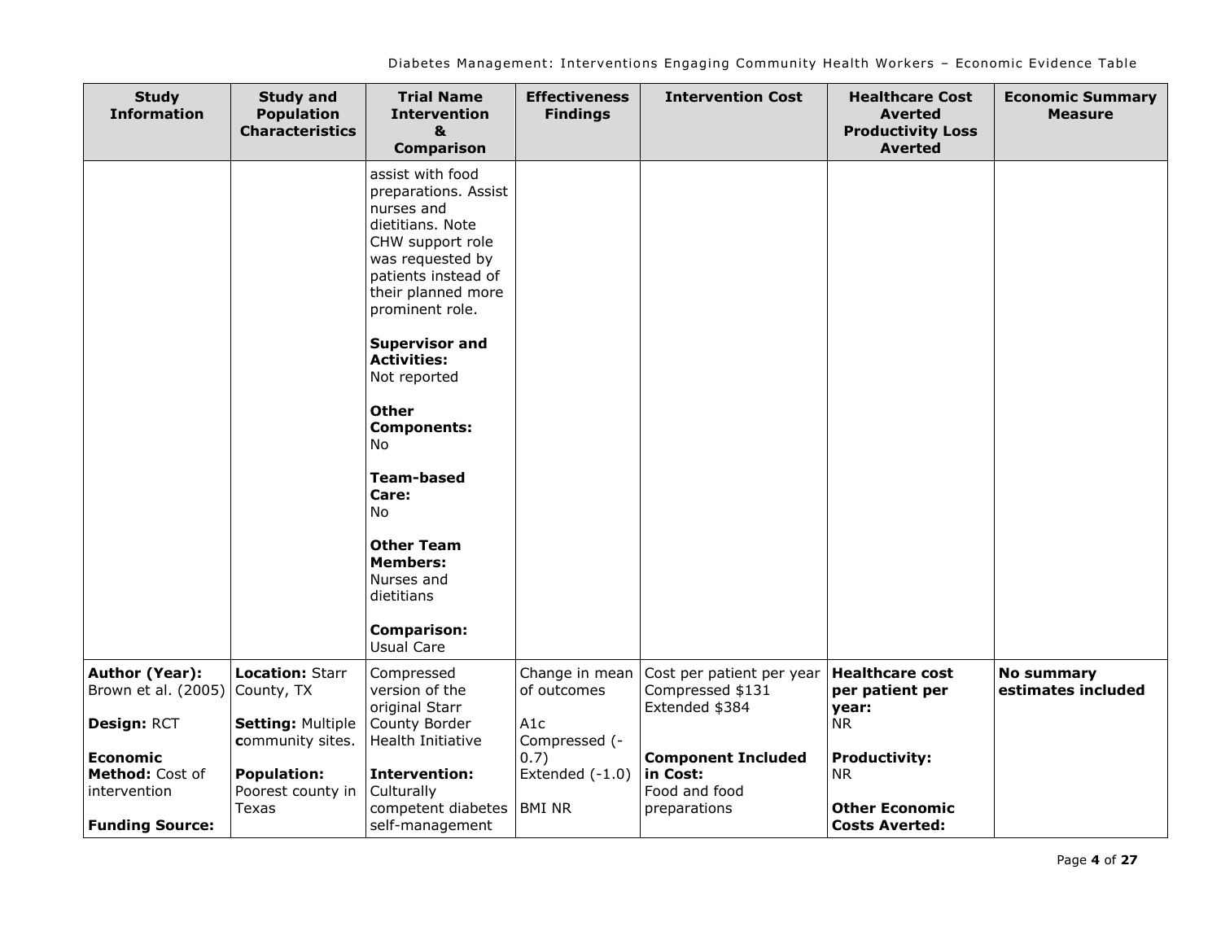| Study Information | Study and Population Characteristics | Trial Name Intervention & Comparison | Effectiveness Findings | Intervention Cost | Healthcare Cost Averted Productivity Loss Averted | Economic Summary Measure |
|---|---|---|---|---|---|---|
| | | assist with food preparations. Assist nurses and dietitians. Note CHW support role was requested by patients instead of their planned more prominent role.<br><br>**Supervisor and Activities:**<br>Not reported<br><br>**Other Components:**<br>No<br><br>**Team-based Care:**<br>No<br><br>**Other Team Members:**<br>Nurses and dietitians<br><br>**Comparison:**<br>Usual Care | | | | |
| **Author (Year):**<br>Brown et al. (2005)<br><br>**Design:** RCT<br><br>**Economic Method:** Cost of intervention<br><br>**Funding Source:** | **Location:** Starr County, TX<br><br>**Setting:** Multiple **c**ommunity sites.<br><br>**Population:**<br>Poorest county in Texas | Compressed version of the original Starr County Border Health Initiative<br><br>**Intervention:**<br>Culturally competent diabetes self-management | Change in mean of outcomes<br><br>A1c<br>Compressed (-0.7)<br>Extended (-1.0)<br><br>BMI NR | Cost per patient per year<br>Compressed $131<br>Extended $384<br><br>**Component Included in Cost:**<br>Food and food preparations | **Healthcare cost per patient per year:**<br>NR<br><br>**Productivity:**<br>NR<br><br>**Other Economic Costs Averted:** | **No summary estimates included** |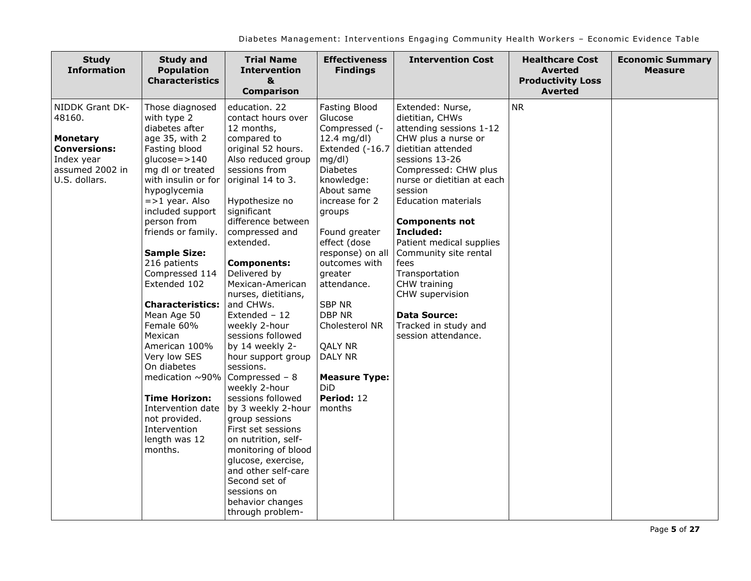| Study Information | Study and Population Characteristics | Trial Name Intervention & Comparison | Effectiveness Findings | Intervention Cost | Healthcare Cost Averted Productivity Loss Averted | Economic Summary Measure |
|---|---|---|---|---|---|---|
| NIDDK Grant DK-48160.<br><br>**Monetary Conversions:**<br>Index year assumed 2002 in U.S. dollars. | Those diagnosed with type 2 diabetes after age 35, with 2 Fasting blood glucose=>140 mg dl or treated with insulin or for hypoglycemia =>1 year. Also included support person from friends or family.<br><br>**Sample Size:**<br>216 patients<br>Compressed 114<br>Extended 102<br><br>**Characteristics:**<br>Mean Age 50<br>Female 60%<br>Mexican American 100%<br>Very low SES<br>On diabetes medication ~90%<br><br>**Time Horizon:**<br>Intervention date not provided. Intervention length was 12 months. | education. 22 contact hours over 12 months, compared to original 52 hours. Also reduced group sessions from original 14 to 3.<br><br>Hypothesize no significant difference between compressed and extended.<br><br>**Components:**<br>Delivered by Mexican-American nurses, dietitians, and CHWs.<br>Extended – 12 weekly 2-hour sessions followed by 14 weekly 2-hour support group sessions.<br>Compressed – 8 weekly 2-hour sessions followed by 3 weekly 2-hour group sessions<br>First set sessions on nutrition, self-monitoring of blood glucose, exercise, and other self-care<br>Second set of sessions on behavior changes through problem- | Fasting Blood Glucose<br>Compressed (-12.4 mg/dl)<br>Extended (-16.7 mg/dl)<br>Diabetes knowledge: About same increase for 2 groups<br><br>Found greater effect (dose response) on all outcomes with greater attendance.<br><br>SBP NR<br>DBP NR<br>Cholesterol NR<br><br>QALY NR<br>DALY NR<br><br>**Measure Type:** DiD<br>**Period:** 12 months | Extended: Nurse, dietitian, CHWs attending sessions 1-12 CHW plus a nurse or dietitian attended sessions 13-26<br>Compressed: CHW plus nurse or dietitian at each session<br>Education materials<br><br>**Components not Included:**<br>Patient medical supplies<br>Community site rental fees<br>Transportation<br>CHW training<br>CHW supervision<br><br>**Data Source:**<br>Tracked in study and session attendance. | NR | |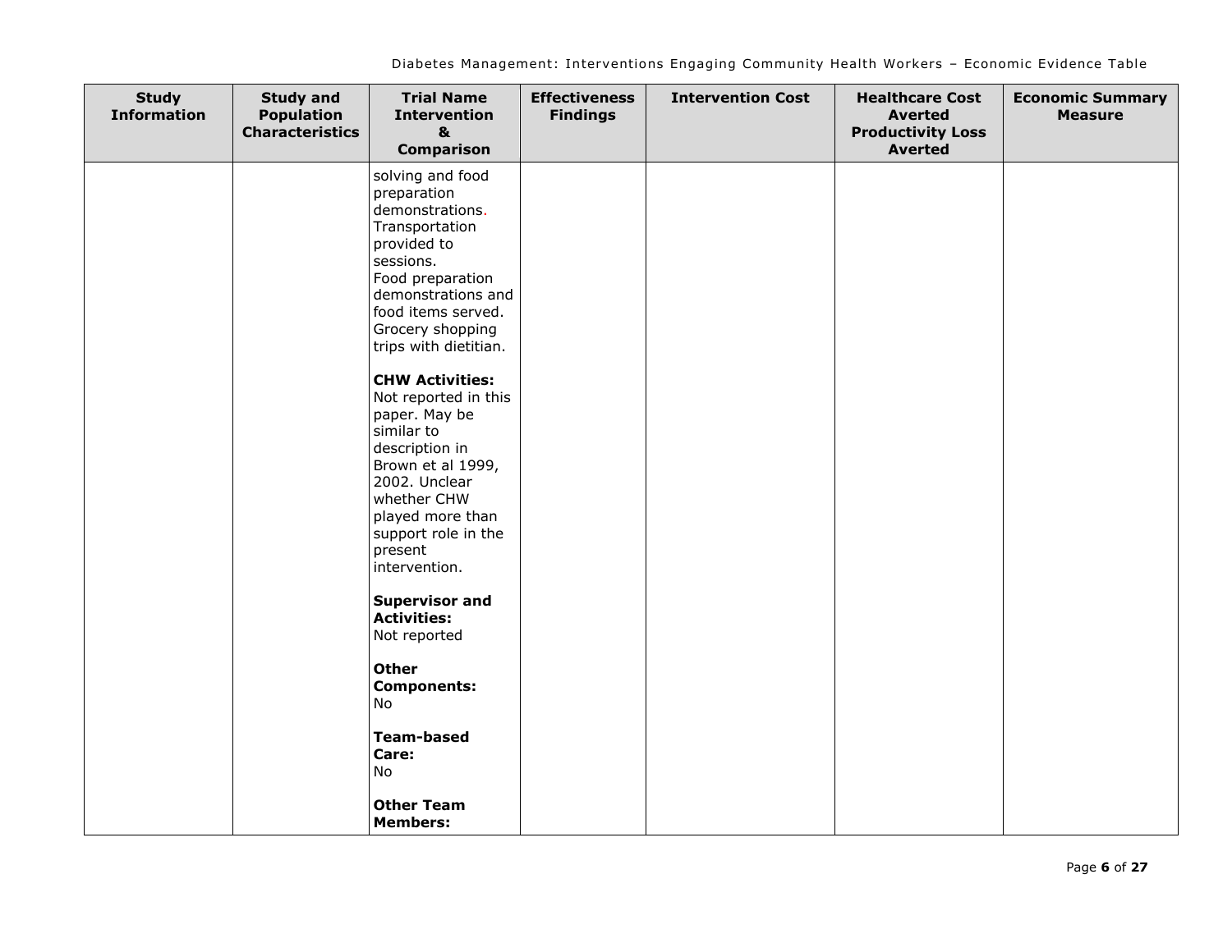| Study Information | Study and Population Characteristics | Trial Name Intervention & Comparison | Effectiveness Findings | Intervention Cost | Healthcare Cost Averted Productivity Loss Averted | Economic Summary Measure |
|---|---|---|---|---|---|---|
| | | solving and food preparation demonstrations. Transportation provided to sessions. Food preparation demonstrations and food items served. Grocery shopping trips with dietitian.<br><br>**CHW Activities:** Not reported in this paper. May be similar to description in Brown et al 1999, 2002. Unclear whether CHW played more than support role in the present intervention.<br><br>**Supervisor and Activities:** Not reported<br><br>**Other Components:** No<br><br>**Team-based Care:** No<br><br>**Other Team Members:** | | | | |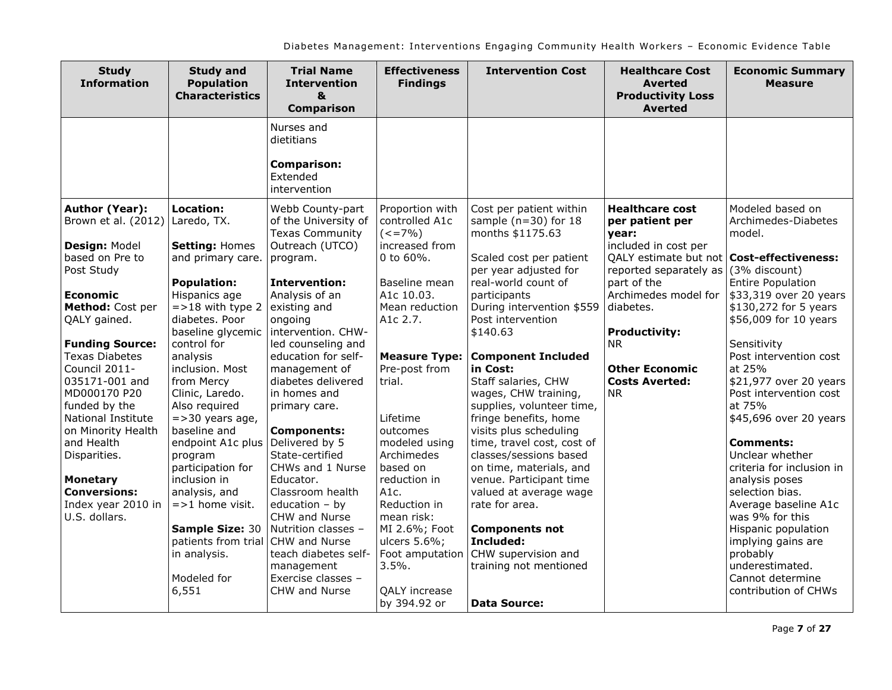| Study Information | Study and Population Characteristics | Trial Name Intervention & Comparison | Effectiveness Findings | Intervention Cost | Healthcare Cost Averted Productivity Loss Averted | Economic Summary Measure |
|---|---|---|---|---|---|---|
| | | Nurses and dietitians<br><br>**Comparison:** Extended intervention | | | | |
| **Author (Year):** Brown et al. (2012)<br><br>**Design:** Model based on Pre to Post Study<br><br>**Economic Method:** Cost per QALY gained.<br><br>**Funding Source:** Texas Diabetes Council 2011-035171-001 and MD000170 P20 funded by the National Institute on Minority Health and Health Disparities.<br><br>**Monetary Conversions:** Index year 2010 in U.S. dollars. | **Location:** Laredo, TX.<br><br>**Setting:** Homes and primary care.<br><br>**Population:** Hispanics age =>18 with type 2 diabetes. Poor baseline glycemic control for analysis inclusion. Most from Mercy Clinic, Laredo. Also required =>30 years age, baseline and endpoint A1c plus program participation for inclusion in analysis, and =>1 home visit.<br><br>**Sample Size:** 30 patients from trial in analysis.<br><br>Modeled for 6,551 | Webb County-part of the University of Texas Community Outreach (UTCO) program.<br><br>**Intervention:** Analysis of an existing and ongoing intervention. CHW-led counseling and education for self-management of diabetes delivered in homes and primary care.<br><br>**Components:** Delivered by 5 State-certified CHWs and 1 Nurse Educator. Classroom health education – by CHW and Nurse Nutrition classes – CHW and Nurse teach diabetes self-management Exercise classes – CHW and Nurse | Proportion with controlled A1c (<=7%) increased from 0 to 60%.<br><br>Baseline mean A1c 10.03. Mean reduction A1c 2.7.<br><br>**Measure Type:** Pre-post from trial.<br><br>Lifetime outcomes modeled using Archimedes based on reduction in A1c. Reduction in mean risk: MI 2.6%; Foot ulcers 5.6%; Foot amputation 3.5%.<br><br>QALY increase by 394.92 or | Cost per patient within sample (n=30) for 18 months $1175.63<br><br>Scaled cost per patient per year adjusted for real-world count of participants During intervention $559 Post intervention $140.63<br><br>**Component Included in Cost:** Staff salaries, CHW wages, CHW training, supplies, volunteer time, fringe benefits, home visits plus scheduling time, travel cost, cost of classes/sessions based on time, materials, and venue. Participant time valued at average wage rate for area.<br><br>**Components not Included:** CHW supervision and training not mentioned<br><br>**Data Source:** | **Healthcare cost per patient per year:** included in cost per QALY estimate but not reported separately as part of the Archimedes model for diabetes.<br><br>**Productivity:** NR<br><br>**Other Economic Costs Averted:** NR | Modeled based on Archimedes-Diabetes model.<br><br>**Cost-effectiveness:** (3% discount) Entire Population $33,319 over 20 years $130,272 for 5 years $56,009 for 10 years<br><br>Sensitivity Post intervention cost at 25% $21,977 over 20 years Post intervention cost at 75% $45,696 over 20 years<br><br>**Comments:** Unclear whether criteria for inclusion in analysis poses selection bias. Average baseline A1c was 9% for this Hispanic population implying gains are probably underestimated. Cannot determine contribution of CHWs |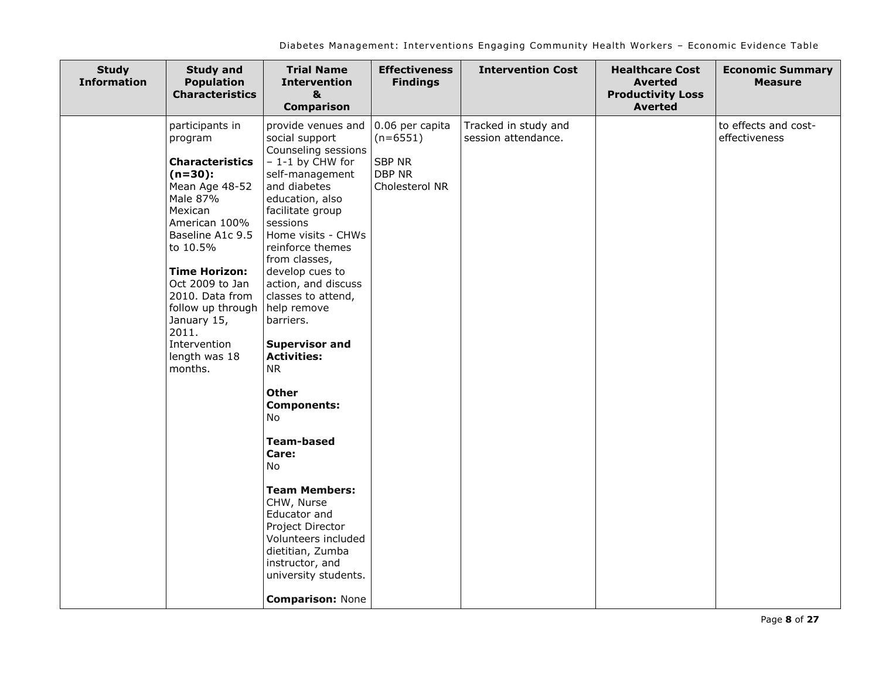| Study Information | Study and Population Characteristics | Trial Name Intervention & Comparison | Effectiveness Findings | Intervention Cost | Healthcare Cost Averted Productivity Loss Averted | Economic Summary Measure |
|---|---|---|---|---|---|---|
| | participants in program<br><br>**Characteristics (n=30):**<br>Mean Age 48-52<br>Male 87%<br>Mexican American 100%<br>Baseline A1c 9.5 to 10.5%<br><br>**Time Horizon:**<br>Oct 2009 to Jan 2010. Data from follow up through January 15, 2011.<br>Intervention length was 18 months. | provide venues and social support<br>Counseling sessions – 1-1 by CHW for self-management and diabetes education, also facilitate group sessions<br>Home visits - CHWs reinforce themes from classes, develop cues to action, and discuss classes to attend, help remove barriers.<br><br>**Supervisor and Activities:**<br>NR<br><br>**Other Components:**<br>No<br><br>**Team-based Care:**<br>No<br><br>**Team Members:**<br>CHW, Nurse Educator and Project Director<br>Volunteers included dietitian, Zumba instructor, and university students.<br><br>**Comparison:** None | 0.06 per capita (n=6551)<br><br>SBP NR<br>DBP NR<br>Cholesterol NR | Tracked in study and session attendance. | | to effects and cost-effectiveness |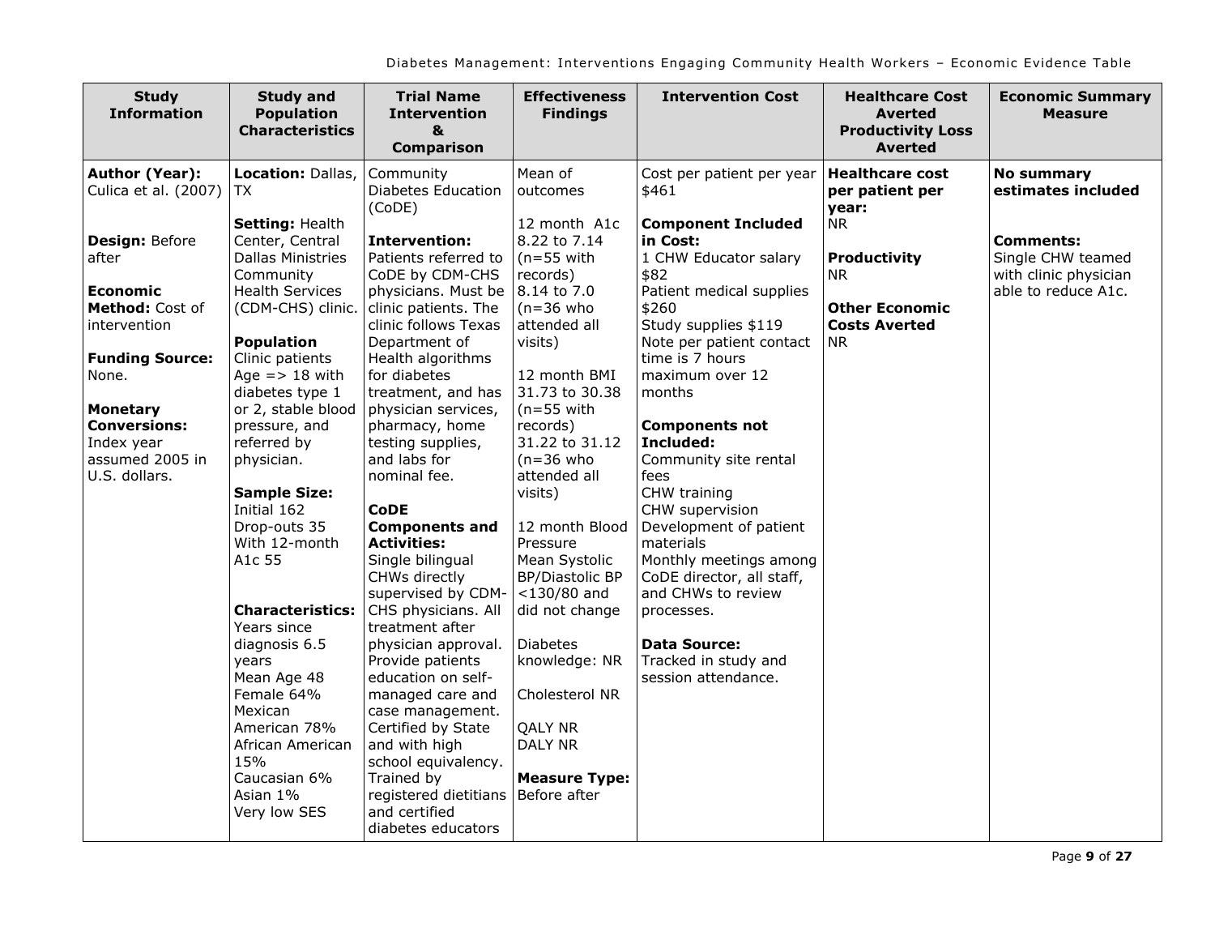| Study Information | Study and Population Characteristics | Trial Name Intervention & Comparison | Effectiveness Findings | Intervention Cost | Healthcare Cost Averted Productivity Loss Averted | Economic Summary Measure |
|---|---|---|---|---|---|---|
| **Author (Year):** Culica et al. (2007)<br><br>**Design:** Before after<br><br>**Economic Method:** Cost of intervention<br><br>**Funding Source:** None.<br><br>**Monetary Conversions:** Index year assumed 2005 in U.S. dollars. | **Location:** Dallas, TX<br><br>**Setting:** Health Center, Central Dallas Ministries Community Health Services (CDM-CHS) clinic.<br><br>**Population** Clinic patients Age => 18 with diabetes type 1 or 2, stable blood pressure, and referred by physician.<br><br>**Sample Size:** Initial 162 Drop-outs 35 With 12-month A1c 55<br><br>**Characteristics:** Years since diagnosis 6.5 years Mean Age 48 Female 64% Mexican American 78% African American 15% Caucasian 6% Asian 1% Very low SES | Community Diabetes Education (CoDE)<br><br>**Intervention:** Patients referred to CoDE by CDM-CHS physicians. Must be clinic patients. The clinic follows Texas Department of Health algorithms for diabetes treatment, and has physician services, pharmacy, home testing supplies, and labs for nominal fee.<br><br>**CoDE Components and Activities:** Single bilingual CHWs directly supervised by CDM-CHS physicians. All treatment after physician approval. Provide patients education on self-managed care and case management. Certified by State and with high school equivalency. Trained by registered dietitians and certified diabetes educators | Mean of outcomes<br><br>12 month A1c 8.22 to 7.14 (n=55 with records) 8.14 to 7.0 (n=36 who attended all visits)<br><br>12 month BMI 31.73 to 30.38 (n=55 with records) 31.22 to 31.12 (n=36 who attended all visits)<br><br>12 month Blood Pressure Mean Systolic BP/Diastolic BP <130/80 and did not change<br><br>Diabetes knowledge: NR<br><br>Cholesterol NR<br><br>QALY NR DALY NR<br><br>**Measure Type:** Before after | Cost per patient per year $461<br><br>**Component Included in Cost:** 1 CHW Educator salary $82 Patient medical supplies $260 Study supplies $119 Note per patient contact time is 7 hours maximum over 12 months<br><br>**Components not Included:** Community site rental fees CHW training CHW supervision Development of patient materials Monthly meetings among CoDE director, all staff, and CHWs to review processes.<br><br>**Data Source:** Tracked in study and session attendance. | **Healthcare cost per patient per year:** NR<br><br>**Productivity** NR<br><br>**Other Economic Costs Averted** NR | **No summary estimates included**<br><br>**Comments:** Single CHW teamed with clinic physician able to reduce A1c. |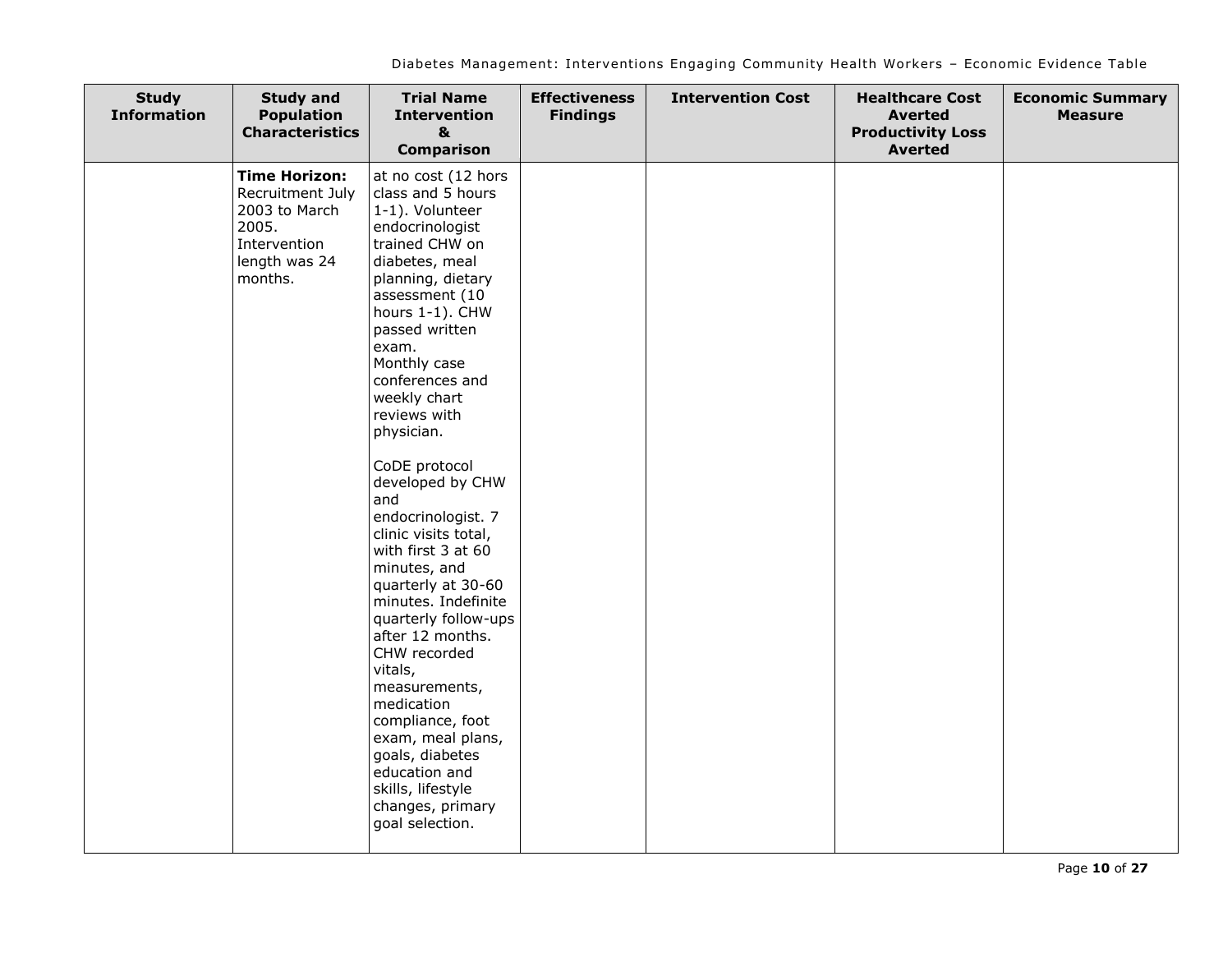| Study Information | Study and Population Characteristics | Trial Name Intervention & Comparison | Effectiveness Findings | Intervention Cost | Healthcare Cost Averted Productivity Loss Averted | Economic Summary Measure |
|---|---|---|---|---|---|---|
| | **Time Horizon:** Recruitment July 2003 to March 2005. Intervention length was 24 months. | at no cost (12 hors class and 5 hours 1-1). Volunteer endocrinologist trained CHW on diabetes, meal planning, dietary assessment (10 hours 1-1). CHW passed written exam. Monthly case conferences and weekly chart reviews with physician.<br><br>CoDE protocol developed by CHW and endocrinologist. 7 clinic visits total, with first 3 at 60 minutes, and quarterly at 30-60 minutes. Indefinite quarterly follow-ups after 12 months. CHW recorded vitals, measurements, medication compliance, foot exam, meal plans, goals, diabetes education and skills, lifestyle changes, primary goal selection. | | | | |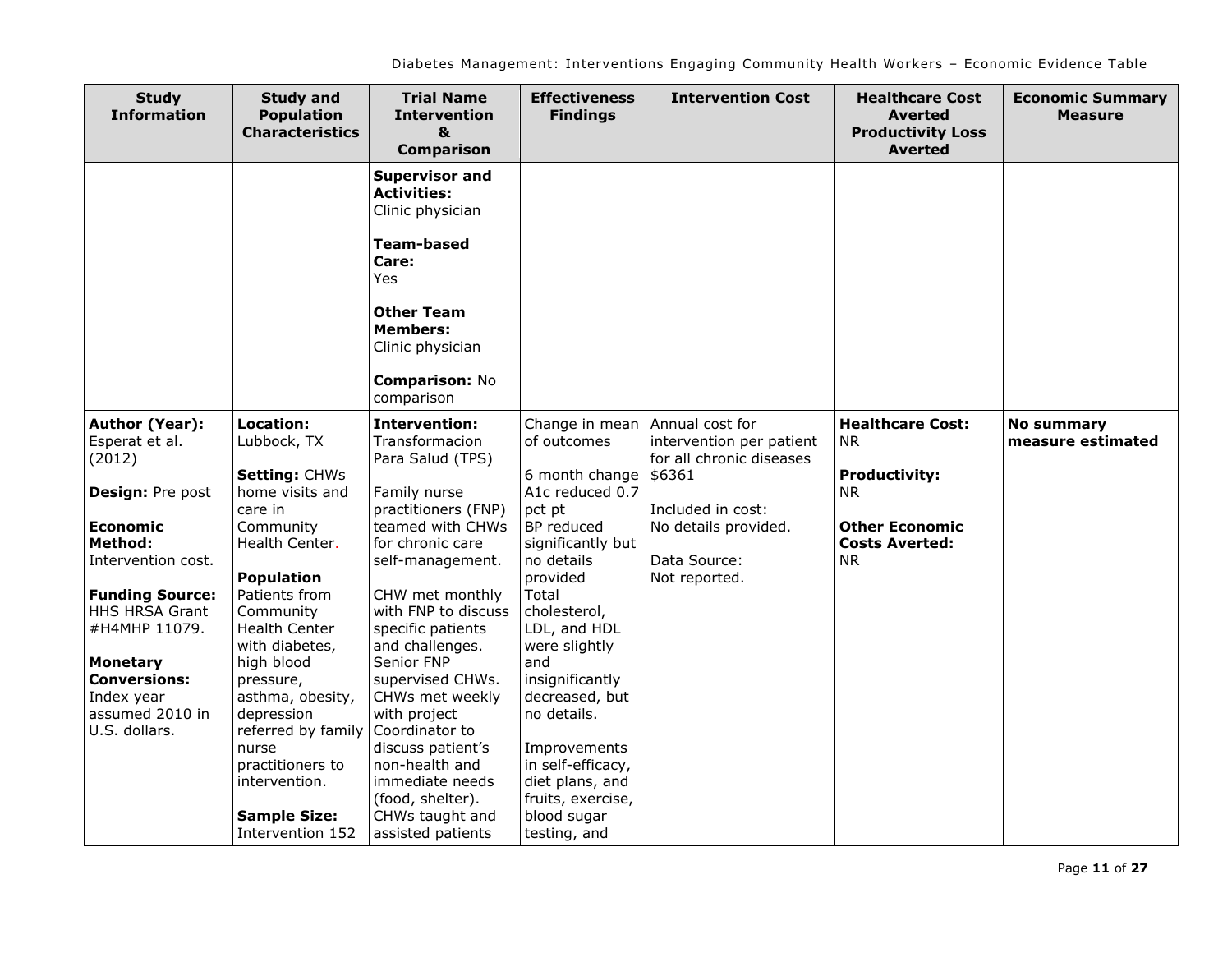| Study Information | Study and Population Characteristics | Trial Name Intervention & Comparison | Effectiveness Findings | Intervention Cost | Healthcare Cost Averted Productivity Loss Averted | Economic Summary Measure |
|---|---|---|---|---|---|---|
| | | **Supervisor and Activities:** Clinic physician<br><br>**Team-based Care:** Yes<br><br>**Other Team Members:** Clinic physician<br><br>**Comparison:** No comparison | | | | |
| **Author (Year):** Esperat et al. (2012)<br><br>**Design:** Pre post<br><br>**Economic Method:** Intervention cost.<br><br>**Funding Source:** HHS HRSA Grant #H4MHP 11079.<br><br>**Monetary Conversions:** Index year assumed 2010 in U.S. dollars. | **Location:** Lubbock, TX<br><br>**Setting:** CHWs home visits and care in Community Health Center.<br><br>**Population** Patients from Community Health Center with diabetes, high blood pressure, asthma, obesity, depression referred by family nurse practitioners to intervention.<br><br>**Sample Size:** Intervention 152 | **Intervention:** Transformacion Para Salud (TPS)<br><br>Family nurse practitioners (FNP) teamed with CHWs for chronic care self-management.<br><br>CHW met monthly with FNP to discuss specific patients and challenges. Senior FNP supervised CHWs. CHWs met weekly with project Coordinator to discuss patient's non-health and immediate needs (food, shelter). CHWs taught and assisted patients | Change in mean of outcomes<br><br>6 month change A1c reduced 0.7 pct pt<br>BP reduced significantly but no details provided<br>Total cholesterol, LDL, and HDL were slightly and insignificantly decreased, but no details.<br><br>Improvements in self-efficacy, diet plans, and fruits, exercise, blood sugar testing, and | Annual cost for intervention per patient for all chronic diseases $6361<br><br>Included in cost: No details provided.<br><br>Data Source: Not reported. | **Healthcare Cost:** NR<br><br>**Productivity:** NR<br><br>**Other Economic Costs Averted:** NR | **No summary measure estimated** |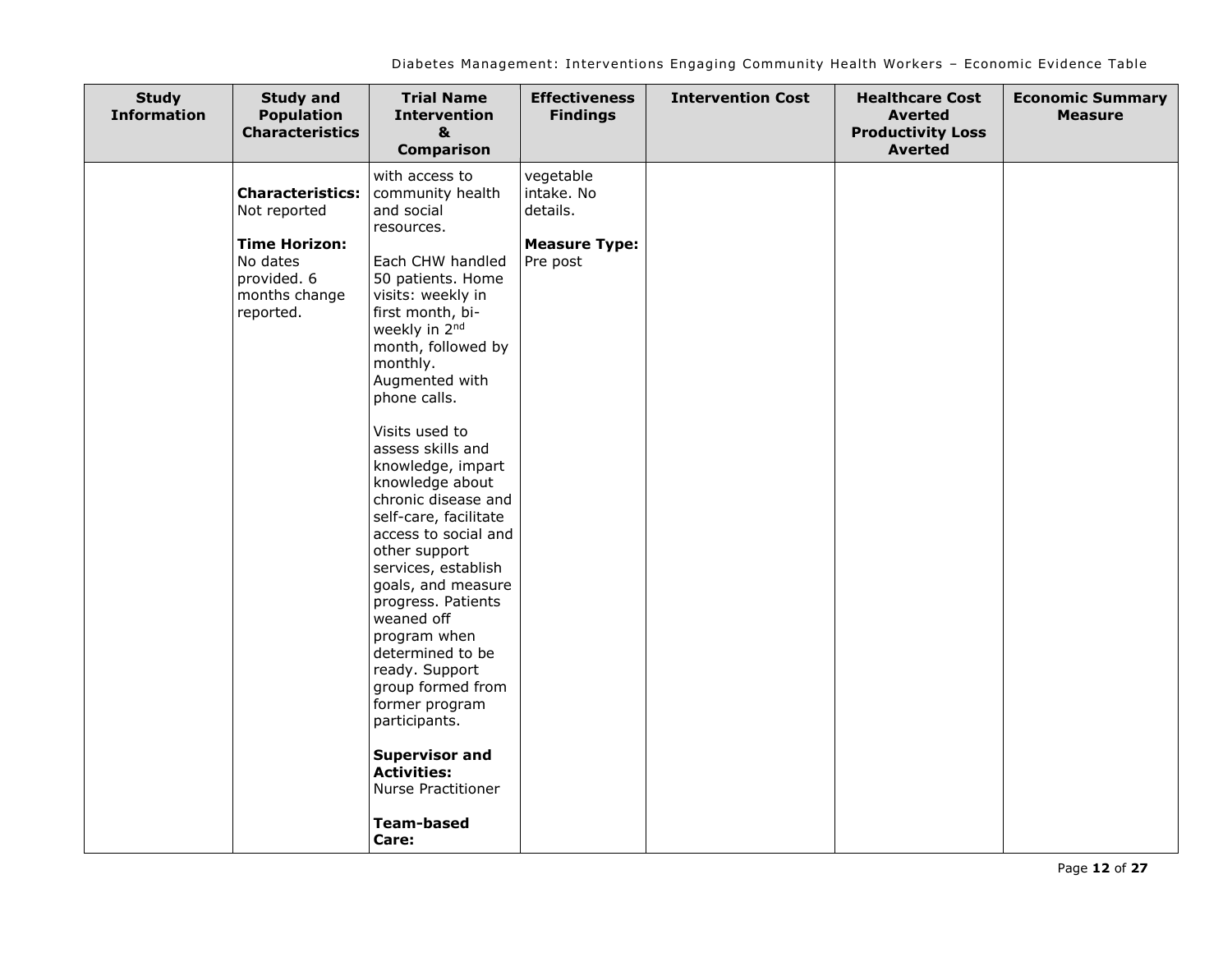| Study Information | Study and Population Characteristics | Trial Name Intervention & Comparison | Effectiveness Findings | Intervention Cost | Healthcare Cost Averted Productivity Loss Averted | Economic Summary Measure |
|---|---|---|---|---|---|---|
| | **Characteristics:** Not reported<br><br>**Time Horizon:** No dates provided. 6 months change reported. | with access to community health and social resources.<br><br>Each CHW handled 50 patients. Home visits: weekly in first month, bi-weekly in 2nd month, followed by monthly. Augmented with phone calls.<br><br>Visits used to assess skills and knowledge, impart knowledge about chronic disease and self-care, facilitate access to social and other support services, establish goals, and measure progress. Patients weaned off program when determined to be ready. Support group formed from former program participants.<br><br>**Supervisor and Activities:** Nurse Practitioner<br><br>**Team-based Care:** | vegetable intake. No details.<br><br>**Measure Type:** Pre post | | | |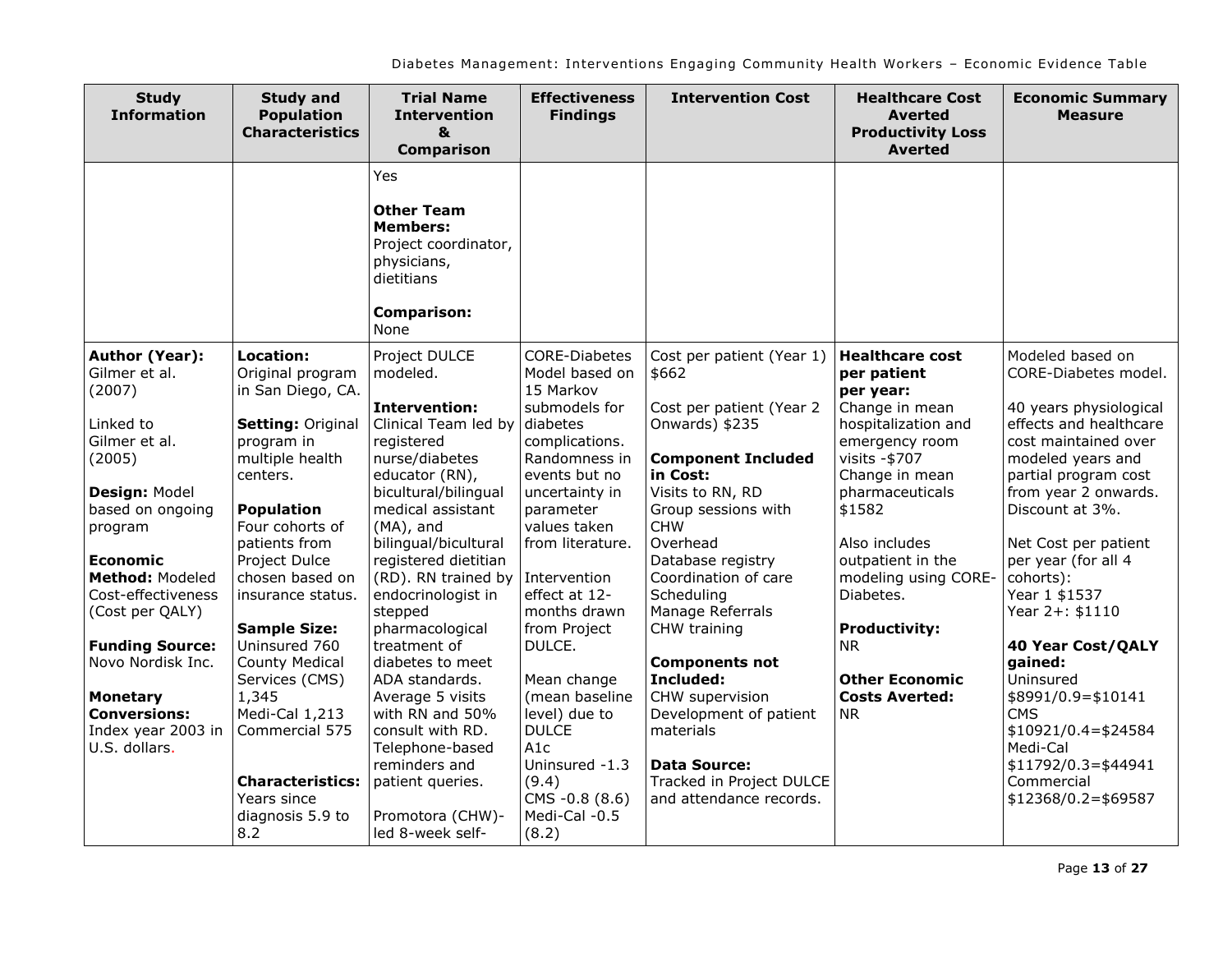| Study Information | Study and Population Characteristics | Trial Name Intervention & Comparison | Effectiveness Findings | Intervention Cost | Healthcare Cost Averted Productivity Loss Averted | Economic Summary Measure |
|---|---|---|---|---|---|---|
| | | Yes<br><br>**Other Team Members:**<br>Project coordinator, physicians, dietitians<br><br>**Comparison:**<br>None | | | | |
| **Author (Year):**<br>Gilmer et al. (2007)<br><br>Linked to Gilmer et al. (2005)<br><br>**Design:** Model based on ongoing program<br><br>**Economic Method:** Modeled Cost-effectiveness (Cost per QALY)<br><br>**Funding Source:**<br>Novo Nordisk Inc.<br><br>**Monetary Conversions:**<br>Index year 2003 in U.S. dollars. | **Location:**<br>Original program in San Diego, CA.<br><br>**Setting:** Original program in multiple health centers.<br><br>**Population**<br>Four cohorts of patients from Project Dulce chosen based on insurance status.<br><br>**Sample Size:**<br>Uninsured 760<br>County Medical Services (CMS) 1,345<br>Medi-Cal 1,213<br>Commercial 575<br><br>**Characteristics:**<br>Years since diagnosis 5.9 to 8.2 | Project DULCE modeled.<br><br>**Intervention:**<br>Clinical Team led by registered nurse/diabetes educator (RN), bicultural/bilingual medical assistant (MA), and bilingual/bicultural registered dietitian (RD). RN trained by endocrinologist in stepped pharmacological treatment of diabetes to meet ADA standards. Average 5 visits with RN and 50% consult with RD. Telephone-based reminders and patient queries.<br><br>Promotora (CHW)-led 8-week self- | CORE-Diabetes Model based on 15 Markov submodels for diabetes complications. Randomness in events but no uncertainty in parameter values taken from literature.<br><br>Intervention effect at 12-months drawn from Project DULCE.<br><br>Mean change (mean baseline level) due to DULCE<br>A1c<br>Uninsured -1.3 (9.4)<br>CMS -0.8 (8.6)<br>Medi-Cal -0.5 (8.2) | Cost per patient (Year 1) $662<br><br>Cost per patient (Year 2 Onwards) $235<br><br>**Component Included in Cost:**<br>Visits to RN, RD<br>Group sessions with CHW<br>Overhead<br>Database registry<br>Coordination of care<br>Scheduling<br>Manage Referrals<br>CHW training<br><br>**Components not Included:**<br>CHW supervision<br>Development of patient materials<br><br>**Data Source:**<br>Tracked in Project DULCE and attendance records. | **Healthcare cost per patient per year:**<br>Change in mean hospitalization and emergency room visits -$707<br>Change in mean pharmaceuticals $1582<br><br>Also includes outpatient in the modeling using CORE-Diabetes.<br><br>**Productivity:**<br>NR<br><br>**Other Economic Costs Averted:**<br>NR | Modeled based on CORE-Diabetes model.<br><br>40 years physiological effects and healthcare cost maintained over modeled years and partial program cost from year 2 onwards. Discount at 3%.<br><br>Net Cost per patient per year (for all 4 cohorts):<br>Year 1 $1537<br>Year 2+: $1110<br><br>**40 Year Cost/QALY gained:**<br>Uninsured $8991/0.9=$10141<br>CMS $10921/0.4=$24584<br>Medi-Cal $11792/0.3=$44941<br>Commercial $12368/0.2=$69587 |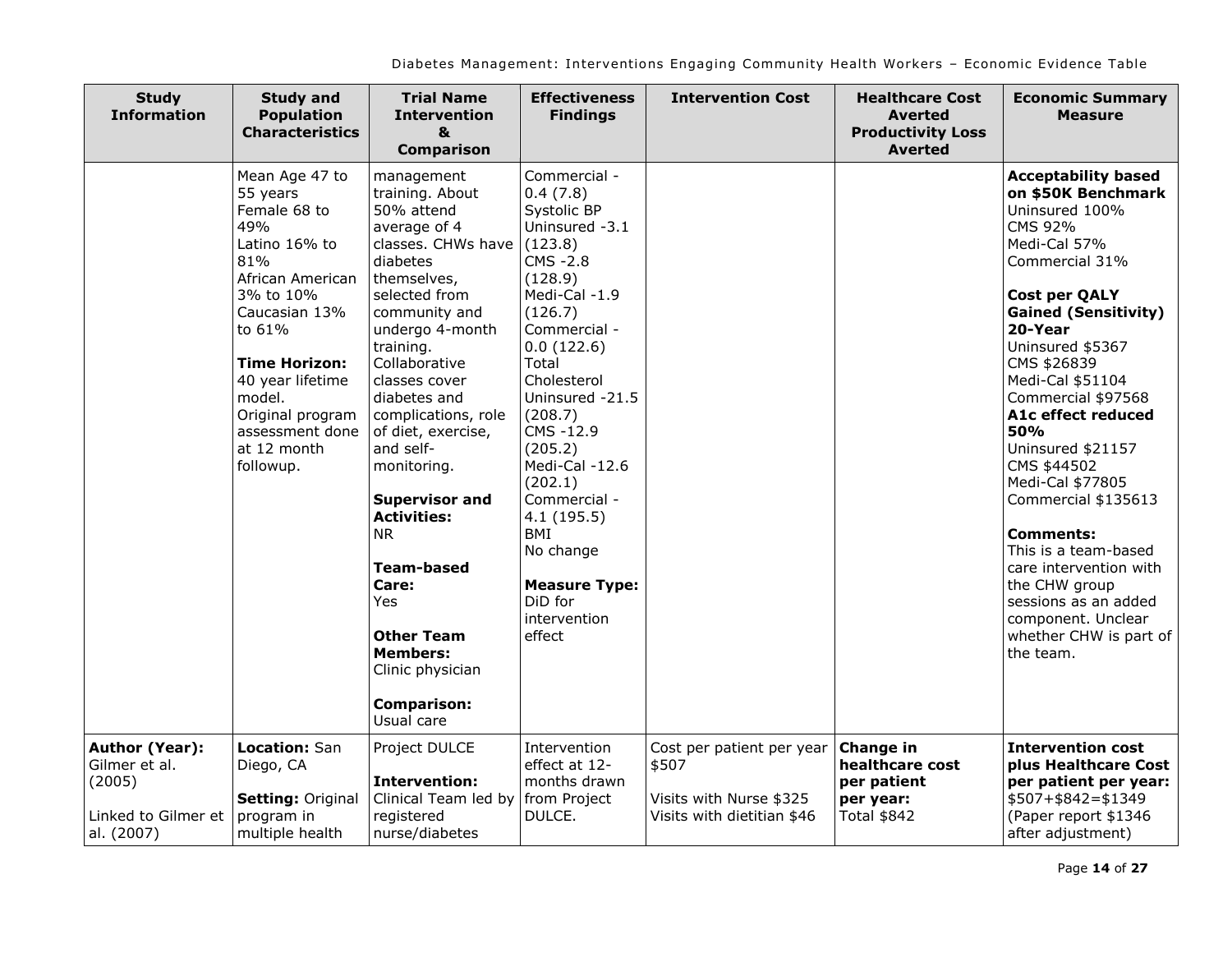| Study Information | Study and Population Characteristics | Trial Name Intervention & Comparison | Effectiveness Findings | Intervention Cost | Healthcare Cost Averted Productivity Loss Averted | Economic Summary Measure |
|---|---|---|---|---|---|---|
| | Mean Age 47 to 55 years<br>Female 68 to 49%<br>Latino 16% to 81%<br>African American 3% to 10%<br>Caucasian 13% to 61%<br><br>**Time Horizon:** 40 year lifetime model. Original program assessment done at 12 month followup. | management training. About 50% attend average of 4 classes. CHWs have diabetes themselves, selected from community and undergo 4-month training. Collaborative classes cover diabetes and complications, role of diet, exercise, and self-monitoring.<br><br>**Supervisor and Activities:** NR<br><br>**Team-based Care:** Yes<br><br>**Other Team Members:** Clinic physician<br><br>**Comparison:** Usual care | Commercial - 0.4 (7.8)<br>Systolic BP<br>Uninsured -3.1 (123.8)<br>CMS -2.8 (128.9)<br>Medi-Cal -1.9 (126.7)<br>Commercial - 0.0 (122.6)<br>Total Cholesterol<br>Uninsured -21.5 (208.7)<br>CMS -12.9 (205.2)<br>Medi-Cal -12.6 (202.1)<br>Commercial - 4.1 (195.5)<br>BMI<br>No change<br><br>**Measure Type:** DiD for intervention effect | | | **Acceptability based on $50K Benchmark**<br>Uninsured 100%<br>CMS 92%<br>Medi-Cal 57%<br>Commercial 31%<br><br>**Cost per QALY Gained (Sensitivity) 20-Year**<br>Uninsured $5367<br>CMS $26839<br>Medi-Cal $51104<br>Commercial $97568<br>**A1c effect reduced 50%**<br>Uninsured $21157<br>CMS $44502<br>Medi-Cal $77805<br>Commercial $135613<br><br>**Comments:**<br>This is a team-based care intervention with the CHW group sessions as an added component. Unclear whether CHW is part of the team. |
| **Author (Year):** Gilmer et al. (2005)<br><br>Linked to Gilmer et al. (2007) | **Location:** San Diego, CA<br><br>**Setting:** Original program in multiple health | Project DULCE<br><br>**Intervention:** Clinical Team led by registered nurse/diabetes | Intervention effect at 12-months drawn from Project DULCE. | Cost per patient per year $507<br><br>Visits with Nurse $325<br>Visits with dietitian $46 | **Change in healthcare cost per patient per year:**<br>Total $842 | **Intervention cost plus Healthcare Cost per patient per year:**<br>$507+$842=$1349<br>(Paper report $1346 after adjustment) |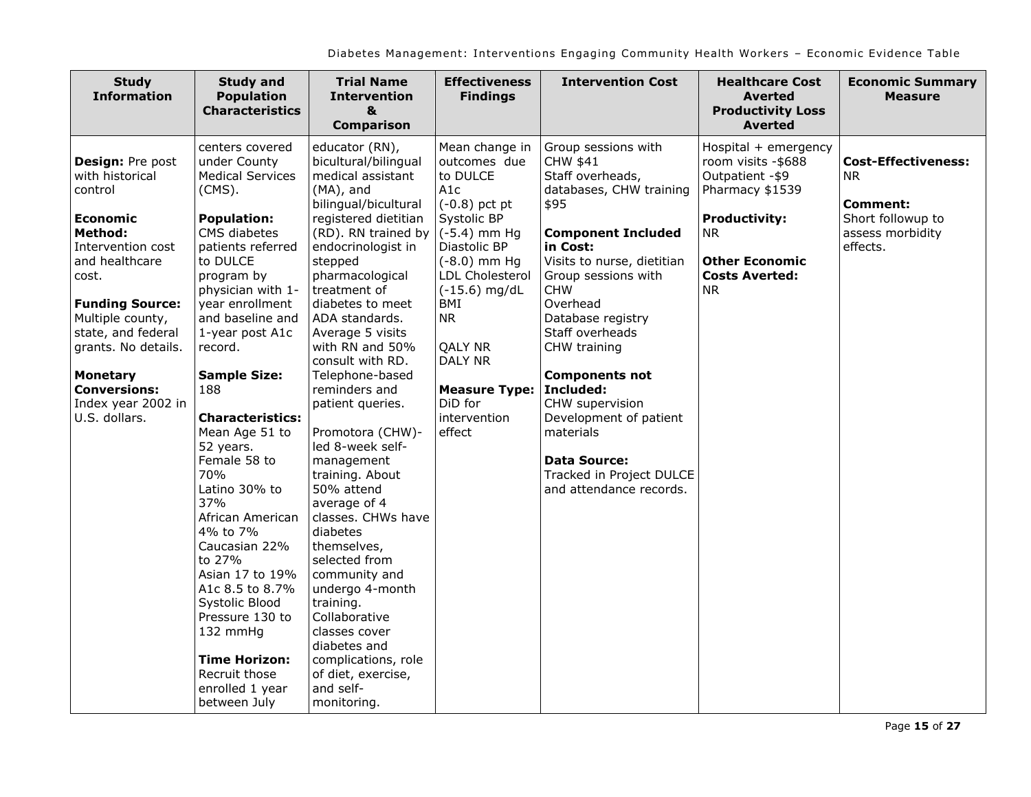| Study Information | Study and Population Characteristics | Trial Name Intervention & Comparison | Effectiveness Findings | Intervention Cost | Healthcare Cost Averted Productivity Loss Averted | Economic Summary Measure |
|---|---|---|---|---|---|---|
| **Design:** Pre post with historical control<br><br>**Economic Method:** Intervention cost and healthcare cost.<br><br>**Funding Source:** Multiple county, state, and federal grants. No details.<br><br>**Monetary Conversions:** Index year 2002 in U.S. dollars. | centers covered under County Medical Services (CMS).<br><br>**Population:** CMS diabetes patients referred to DULCE program by physician with 1-year enrollment and baseline and 1-year post A1c record.<br><br>**Sample Size:** 188<br><br>**Characteristics:** Mean Age 51 to 52 years. Female 58 to 70% Latino 30% to 37% African American 4% to 7% Caucasian 22% to 27% Asian 17 to 19% A1c 8.5 to 8.7% Systolic Blood Pressure 130 to 132 mmHg<br><br>**Time Horizon:** Recruit those enrolled 1 year between July | educator (RN), bicultural/bilingual medical assistant (MA), and bilingual/bicultural registered dietitian (RD). RN trained by endocrinologist in stepped pharmacological treatment of diabetes to meet ADA standards. Average 5 visits with RN and 50% consult with RD. Telephone-based reminders and patient queries.<br><br>Promotora (CHW)-led 8-week self-management training. About 50% attend average of 4 classes. CHWs have diabetes themselves, selected from community and undergo 4-month training. Collaborative classes cover diabetes and complications, role of diet, exercise, and self-monitoring. | Mean change in outcomes due to DULCE<br>A1c (-0.8) pct pt<br>Systolic BP (-5.4) mm Hg<br>Diastolic BP (-8.0) mm Hg<br>LDL Cholesterol (-15.6) mg/dL<br>BMI NR<br><br>QALY NR<br>DALY NR<br><br>**Measure Type:** DiD for intervention effect | Group sessions with CHW $41<br>Staff overheads, databases, CHW training $95<br><br>**Component Included in Cost:**<br>Visits to nurse, dietitian<br>Group sessions with CHW<br>Overhead<br>Database registry<br>Staff overheads<br>CHW training<br><br>**Components not Included:**<br>CHW supervision<br>Development of patient materials<br><br>**Data Source:** Tracked in Project DULCE and attendance records. | Hospital + emergency room visits -$688<br>Outpatient -$9<br>Pharmacy $1539<br><br>**Productivity:** NR<br><br>**Other Economic Costs Averted:** NR | **Cost-Effectiveness:** NR<br><br>**Comment:** Short followup to assess morbidity effects. |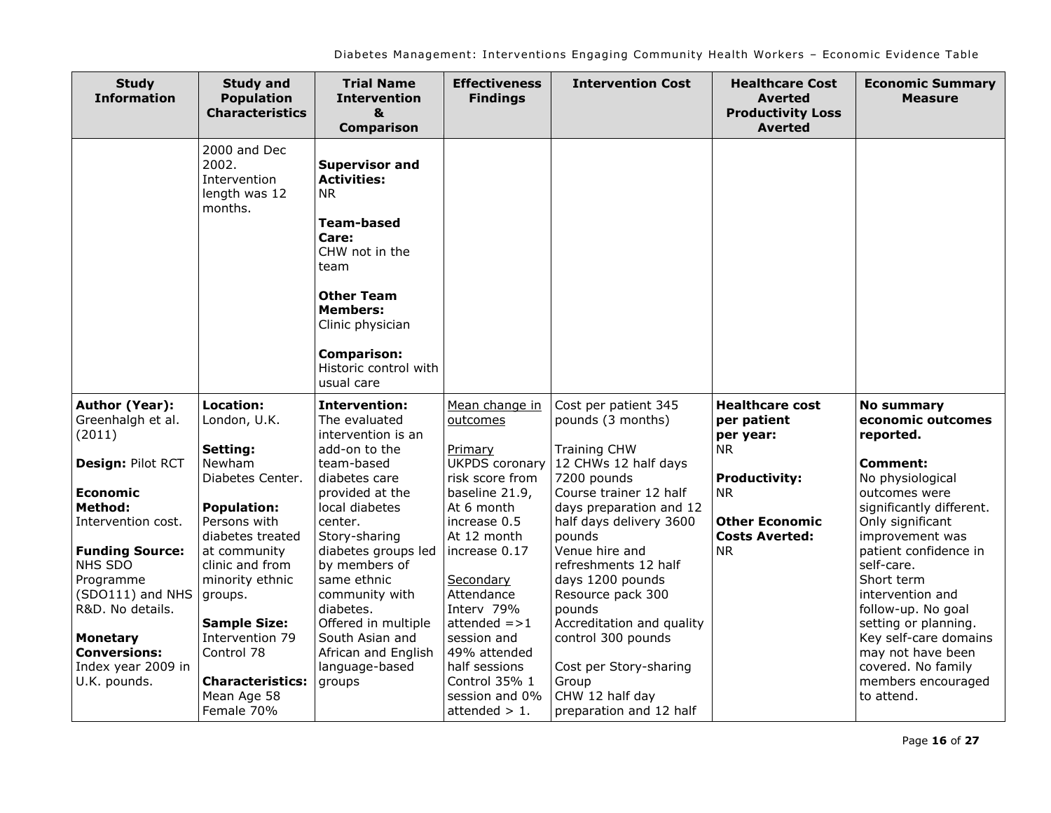| Study Information | Study and Population Characteristics | Trial Name Intervention & Comparison | Effectiveness Findings | Intervention Cost | Healthcare Cost Averted Productivity Loss Averted | Economic Summary Measure |
|---|---|---|---|---|---|---|
| | 2000 and Dec 2002.<br>Intervention length was 12 months. | **Supervisor and Activities:**<br>NR<br><br>**Team-based Care:**<br>CHW not in the team<br><br>**Other Team Members:**<br>Clinic physician<br><br>**Comparison:**<br>Historic control with usual care | | | | |
| **Author (Year):**<br>Greenhalgh et al. (2011)<br><br>**Design:** Pilot RCT<br><br>**Economic Method:**<br>Intervention cost.<br><br>**Funding Source:**<br>NHS SDO Programme (SDO111) and NHS R&D. No details.<br><br>**Monetary Conversions:**<br>Index year 2009 in U.K. pounds. | **Location:**<br>London, U.K.<br><br>**Setting:**<br>Newham Diabetes Center.<br><br>**Population:**<br>Persons with diabetes treated at community clinic and from minority ethnic groups.<br><br>**Sample Size:**<br>Intervention 79<br>Control 78<br><br>**Characteristics:**<br>Mean Age 58<br>Female 70% | **Intervention:**<br>The evaluated intervention is an add-on to the team-based diabetes care provided at the local diabetes center.<br>Story-sharing diabetes groups led by members of same ethnic community with diabetes.<br>Offered in multiple South Asian and African and English language-based groups | Mean change in outcomes<br><br>Primary<br>UKPDS coronary risk score from baseline 21.9,<br>At 6 month increase 0.5<br>At 12 month increase 0.17<br><br>Secondary<br>Attendance<br>Interv 79% attended =>1 session and 49% attended half sessions<br>Control 35% 1 session and 0% attended > 1. | Cost per patient 345 pounds (3 months)<br><br>Training CHW<br>12 CHWs 12 half days 7200 pounds<br>Course trainer 12 half days preparation and 12 half days delivery 3600 pounds<br>Venue hire and refreshments 12 half days 1200 pounds<br>Resource pack 300 pounds<br>Accreditation and quality control 300 pounds<br><br>Cost per Story-sharing Group<br>CHW 12 half day preparation and 12 half | **Healthcare cost per patient per year:**<br>NR<br><br>**Productivity:**<br>NR<br><br>**Other Economic Costs Averted:**<br>NR | **No summary economic outcomes reported.**<br><br>**Comment:**<br>No physiological outcomes were significantly different.<br>Only significant improvement was patient confidence in self-care.<br>Short term intervention and follow-up. No goal setting or planning.<br>Key self-care domains may not have been covered. No family members encouraged to attend. |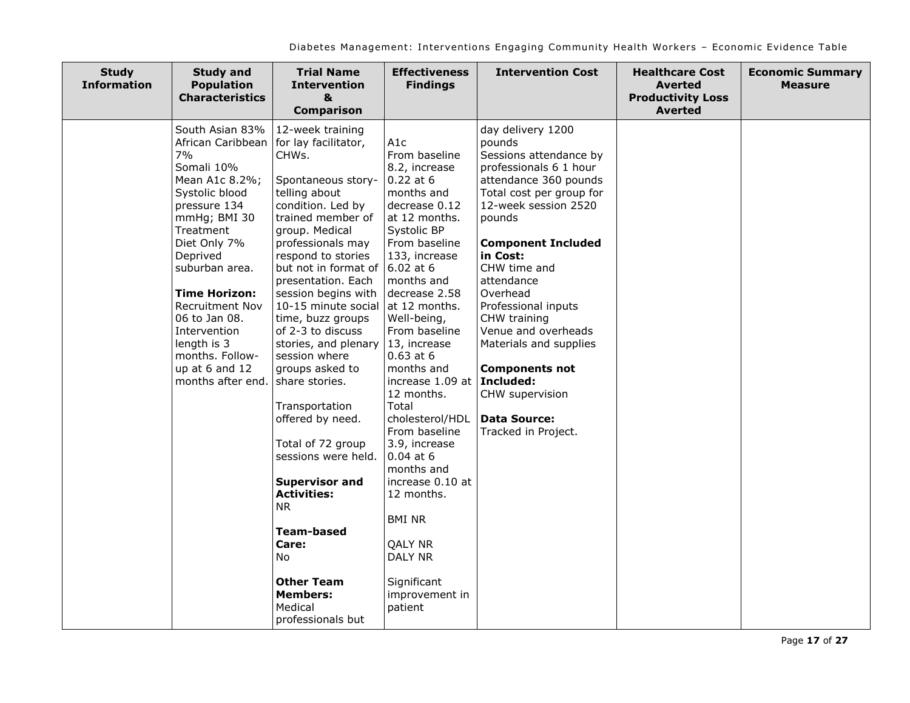| Study Information | Study and Population Characteristics | Trial Name Intervention & Comparison | Effectiveness Findings | Intervention Cost | Healthcare Cost Averted Productivity Loss Averted | Economic Summary Measure |
|---|---|---|---|---|---|---|
| | South Asian 83%<br>African Caribbean 7%<br>Somali 10%<br>Mean A1c 8.2%; Systolic blood pressure 134 mmHg; BMI 30<br>Treatment Diet Only 7%<br>Deprived suburban area.<br><br>**Time Horizon:**<br>Recruitment Nov 06 to Jan 08. Intervention length is 3 months. Follow-up at 6 and 12 months after end. | 12-week training for lay facilitator, CHWs.<br><br>Spontaneous story-telling about condition. Led by trained member of group. Medical professionals may respond to stories but not in format of presentation. Each session begins with 10-15 minute social time, buzz groups of 2-3 to discuss stories, and plenary session where groups asked to share stories.<br><br>Transportation offered by need.<br><br>Total of 72 group sessions were held.<br><br>**Supervisor and Activities:**<br>NR<br><br>**Team-based Care:**<br>No<br><br>**Other Team Members:**<br>Medical professionals but | A1c<br>From baseline 8.2, increase 0.22 at 6 months and decrease 0.12 at 12 months.<br>Systolic BP<br>From baseline 133, increase 6.02 at 6 months and decrease 2.58 at 12 months.<br>Well-being,<br>From baseline 13, increase 0.63 at 6 months and increase 1.09 at 12 months.<br>Total cholesterol/HDL<br>From baseline 3.9, increase 0.04 at 6 months and increase 0.10 at 12 months.<br><br>BMI NR<br><br>QALY NR<br>DALY NR<br><br>Significant improvement in patient | day delivery 1200 pounds<br>Sessions attendance by professionals 6 1 hour attendance 360 pounds<br>Total cost per group for 12-week session 2520 pounds<br><br>**Component Included in Cost:**<br>CHW time and attendance<br>Overhead<br>Professional inputs<br>CHW training<br>Venue and overheads<br>Materials and supplies<br><br>**Components not Included:**<br>CHW supervision<br><br>**Data Source:**<br>Tracked in Project. | | |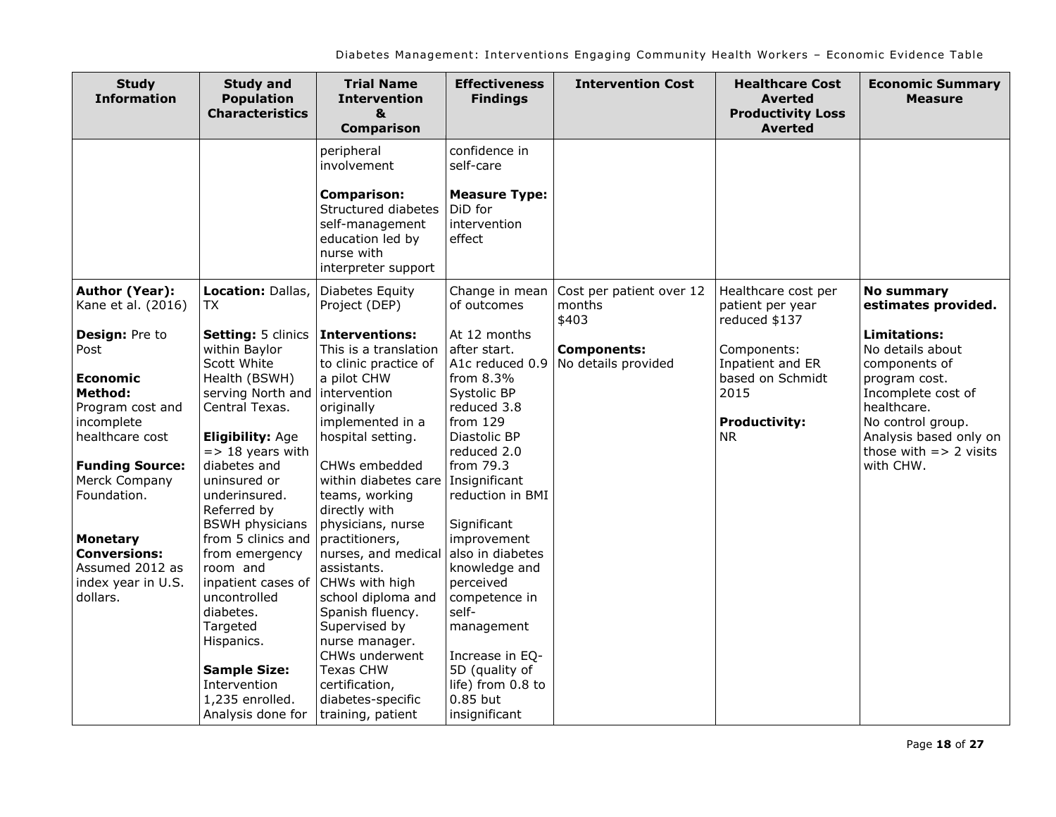| Study Information | Study and Population Characteristics | Trial Name Intervention & Comparison | Effectiveness Findings | Intervention Cost | Healthcare Cost Averted Productivity Loss Averted | Economic Summary Measure |
|---|---|---|---|---|---|---|
| | | peripheral involvement<br><br>**Comparison:**<br>Structured diabetes self-management education led by nurse with interpreter support | confidence in self-care<br><br>**Measure Type:**<br>DiD for intervention effect | | | |
| **Author (Year):**<br>Kane et al. (2016)<br><br>**Design:** Pre to Post<br><br>**Economic Method:**<br>Program cost and incomplete healthcare cost<br><br>**Funding Source:**<br>Merck Company Foundation.<br><br>**Monetary Conversions:**<br>Assumed 2012 as index year in U.S. dollars. | **Location:** Dallas, TX<br><br>**Setting:** 5 clinics within Baylor Scott White Health (BSWH) serving North and Central Texas.<br><br>**Eligibility:** Age => 18 years with diabetes and uninsured or underinsured. Referred by BSWH physicians from 5 clinics and from emergency room and inpatient cases of uncontrolled diabetes. Targeted Hispanics.<br><br>**Sample Size:**<br>Intervention 1,235 enrolled. Analysis done for | Diabetes Equity Project (DEP)<br><br>**Interventions:**<br>This is a translation to clinic practice of a pilot CHW intervention originally implemented in a hospital setting.<br><br>CHWs embedded within diabetes care teams, working directly with physicians, nurse practitioners, nurses, and medical assistants.<br>CHWs with high school diploma and Spanish fluency.<br>Supervised by nurse manager.<br>CHWs underwent Texas CHW certification, diabetes-specific training, patient | Change in mean of outcomes<br><br>At 12 months after start.<br>A1c reduced 0.9 from 8.3%<br>Systolic BP reduced 3.8 from 129<br>Diastolic BP reduced 2.0 from 79.3<br>Insignificant reduction in BMI<br><br>Significant improvement also in diabetes knowledge and perceived competence in self-management<br><br>Increase in EQ-5D (quality of life) from 0.8 to 0.85 but insignificant | Cost per patient over 12 months<br>$403<br><br>**Components:**<br>No details provided | Healthcare cost per patient per year reduced $137<br><br>Components:<br>Inpatient and ER based on Schmidt 2015<br><br>**Productivity:**<br>NR | **No summary estimates provided.**<br><br>**Limitations:**<br>No details about components of program cost.<br>Incomplete cost of healthcare.<br>No control group.<br>Analysis based only on those with => 2 visits with CHW. |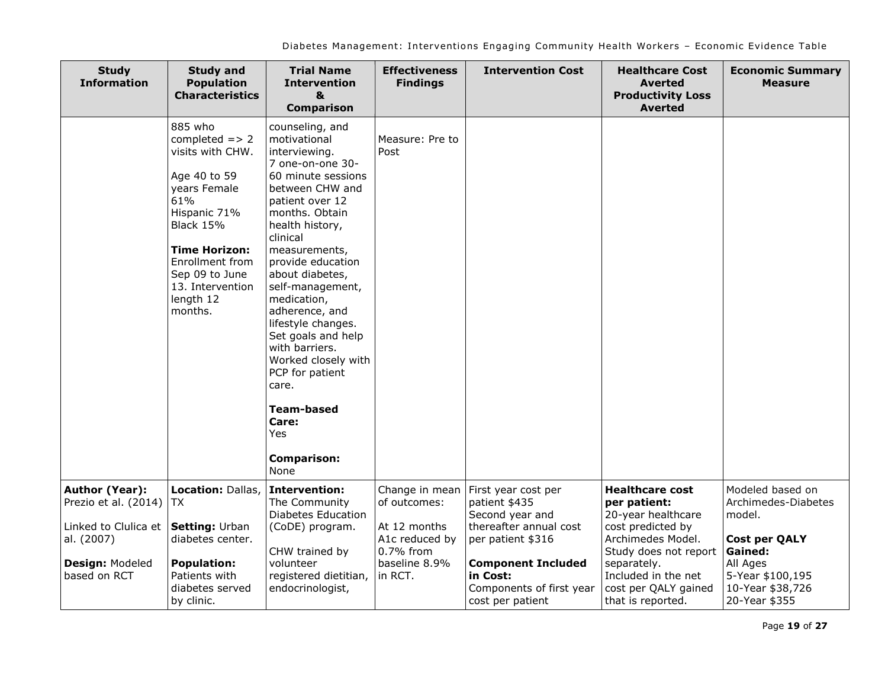| Study Information | Study and Population Characteristics | Trial Name Intervention & Comparison | Effectiveness Findings | Intervention Cost | Healthcare Cost Averted Productivity Loss Averted | Economic Summary Measure |
|---|---|---|---|---|---|---|
| | 885 who completed => 2 visits with CHW.<br><br>Age 40 to 59 years Female 61%<br>Hispanic 71%<br>Black 15%<br><br>**Time Horizon:** Enrollment from Sep 09 to June 13. Intervention length 12 months. | counseling, and motivational interviewing.<br>7 one-on-one 30-60 minute sessions between CHW and patient over 12 months. Obtain health history, clinical measurements, provide education about diabetes, self-management, medication, adherence, and lifestyle changes. Set goals and help with barriers. Worked closely with PCP for patient care.<br><br>**Team-based Care:**<br>Yes<br><br>**Comparison:**<br>None | Measure: Pre to Post | | | |
| **Author (Year):** Prezio et al. (2014)<br><br>Linked to Clulica et al. (2007)<br><br>**Design:** Modeled based on RCT | **Location:** Dallas, TX<br><br>**Setting:** Urban diabetes center.<br><br>**Population:** Patients with diabetes served by clinic. | **Intervention:** The Community Diabetes Education (CoDE) program.<br><br>CHW trained by volunteer registered dietitian, endocrinologist, | Change in mean of outcomes:<br><br>At 12 months A1c reduced by 0.7% from baseline 8.9% in RCT. | First year cost per patient $435<br>Second year and thereafter annual cost per patient $316<br><br>**Component Included in Cost:**<br>Components of first year cost per patient | **Healthcare cost per patient:**<br>20-year healthcare cost predicted by Archimedes Model. Study does not report separately. Included in the net cost per QALY gained that is reported. | Modeled based on Archimedes-Diabetes model.<br><br>**Cost per QALY Gained:**<br>All Ages<br>5-Year $100,195<br>10-Year $38,726<br>20-Year $355 |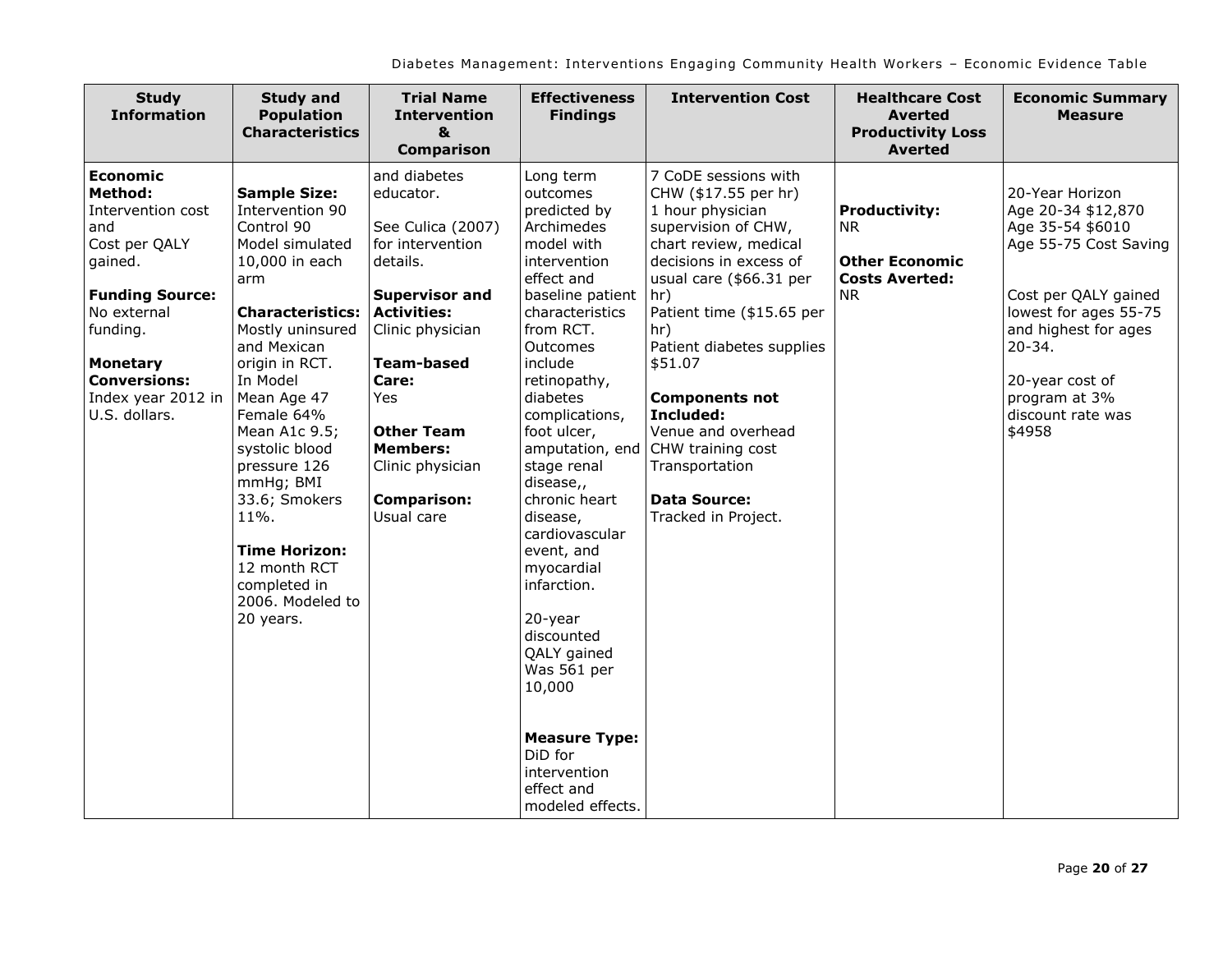| Study Information | Study and Population Characteristics | Trial Name Intervention & Comparison | Effectiveness Findings | Intervention Cost | Healthcare Cost Averted Productivity Loss Averted | Economic Summary Measure |
|---|---|---|---|---|---|---|
| **Economic Method:** Intervention cost and Cost per QALY gained.<br><br>**Funding Source:** No external funding.<br><br>**Monetary Conversions:** Index year 2012 in U.S. dollars. | **Sample Size:** Intervention 90 Control 90 Model simulated 10,000 in each arm<br><br>**Characteristics:** Mostly uninsured and Mexican origin in RCT. In Model Mean Age 47 Female 64% Mean A1c 9.5; systolic blood pressure 126 mmHg; BMI 33.6; Smokers 11%.<br><br>**Time Horizon:** 12 month RCT completed in 2006. Modeled to 20 years. | and diabetes educator.<br><br>See Culica (2007) for intervention details.<br><br>**Supervisor and Activities:** Clinic physician<br><br>**Team-based Care:** Yes<br><br>**Other Team Members:** Clinic physician<br><br>**Comparison:** Usual care | Long term outcomes predicted by Archimedes model with intervention effect and baseline patient characteristics from RCT. Outcomes include retinopathy, diabetes complications, foot ulcer, amputation, end stage renal disease,, chronic heart disease, cardiovascular event, and myocardial infarction.<br><br>20-year discounted QALY gained Was 561 per 10,000<br><br>**Measure Type:** DiD for intervention effect and modeled effects. | 7 CoDE sessions with CHW ($17.55 per hr)<br>1 hour physician supervision of CHW, chart review, medical decisions in excess of usual care ($66.31 per hr)<br>Patient time ($15.65 per hr)<br>Patient diabetes supplies $51.07<br><br>**Components not Included:** Venue and overhead CHW training cost Transportation<br><br>**Data Source:** Tracked in Project. | **Productivity:** NR<br><br>**Other Economic Costs Averted:** NR | 20-Year Horizon<br>Age 20-34 $12,870<br>Age 35-54 $6010<br>Age 55-75 Cost Saving<br><br>Cost per QALY gained lowest for ages 55-75 and highest for ages 20-34.<br><br>20-year cost of program at 3% discount rate was $4958 |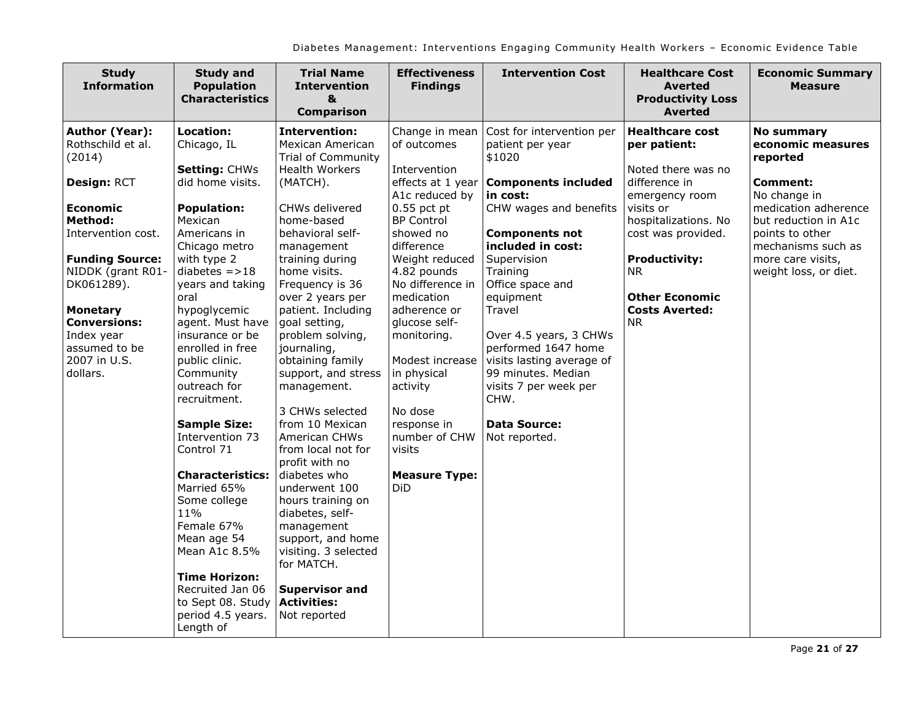| Study Information | Study and Population Characteristics | Trial Name Intervention & Comparison | Effectiveness Findings | Intervention Cost | Healthcare Cost Averted Productivity Loss Averted | Economic Summary Measure |
|---|---|---|---|---|---|---|
| **Author (Year):** Rothschild et al. (2014)<br><br>**Design:** RCT<br><br>**Economic Method:** Intervention cost.<br><br>**Funding Source:** NIDDK (grant R01-DK061289).<br><br>**Monetary Conversions:** Index year assumed to be 2007 in U.S. dollars. | **Location:** Chicago, IL<br><br>**Setting:** CHWs did home visits.<br><br>**Population:** Mexican Americans in Chicago metro with type 2 diabetes =>18 years and taking oral hypoglycemic agent. Must have insurance or be enrolled in free public clinic. Community outreach for recruitment.<br><br>**Sample Size:** Intervention 73 Control 71<br><br>**Characteristics:** Married 65% Some college 11% Female 67% Mean age 54 Mean A1c 8.5%<br><br>**Time Horizon:** Recruited Jan 06 to Sept 08. Study period 4.5 years. Length of | **Intervention:** Mexican American Trial of Community Health Workers (MATCH).<br><br>CHWs delivered home-based behavioral self-management training during home visits. Frequency is 36 over 2 years per patient. Including goal setting, problem solving, journaling, obtaining family support, and stress management.<br><br>3 CHWs selected from 10 Mexican American CHWs from local not for profit with no diabetes who underwent 100 hours training on diabetes, self-management support, and home visiting. 3 selected for MATCH.<br><br>**Supervisor and Activities:** Not reported | Change in mean of outcomes<br><br>Intervention effects at 1 year A1c reduced by 0.55 pct pt<br>BP Control showed no difference<br>Weight reduced 4.82 pounds<br>No difference in medication adherence or glucose self-monitoring.<br><br>Modest increase in physical activity<br><br>No dose response in number of CHW visits<br><br>**Measure Type:** DiD | Cost for intervention per patient per year $1020<br><br>**Components included in cost:** CHW wages and benefits<br><br>**Components not included in cost:** Supervision<br>Training<br>Office space and equipment<br>Travel<br><br>Over 4.5 years, 3 CHWs performed 1647 home visits lasting average of 99 minutes. Median visits 7 per week per CHW.<br><br>**Data Source:** Not reported. | **Healthcare cost per patient:**<br><br>Noted there was no difference in emergency room visits or hospitalizations. No cost was provided.<br><br>**Productivity:** NR<br><br>**Other Economic Costs Averted:** NR | **No summary economic measures reported**<br><br>**Comment:** No change in medication adherence but reduction in A1c points to other mechanisms such as more care visits, weight loss, or diet. |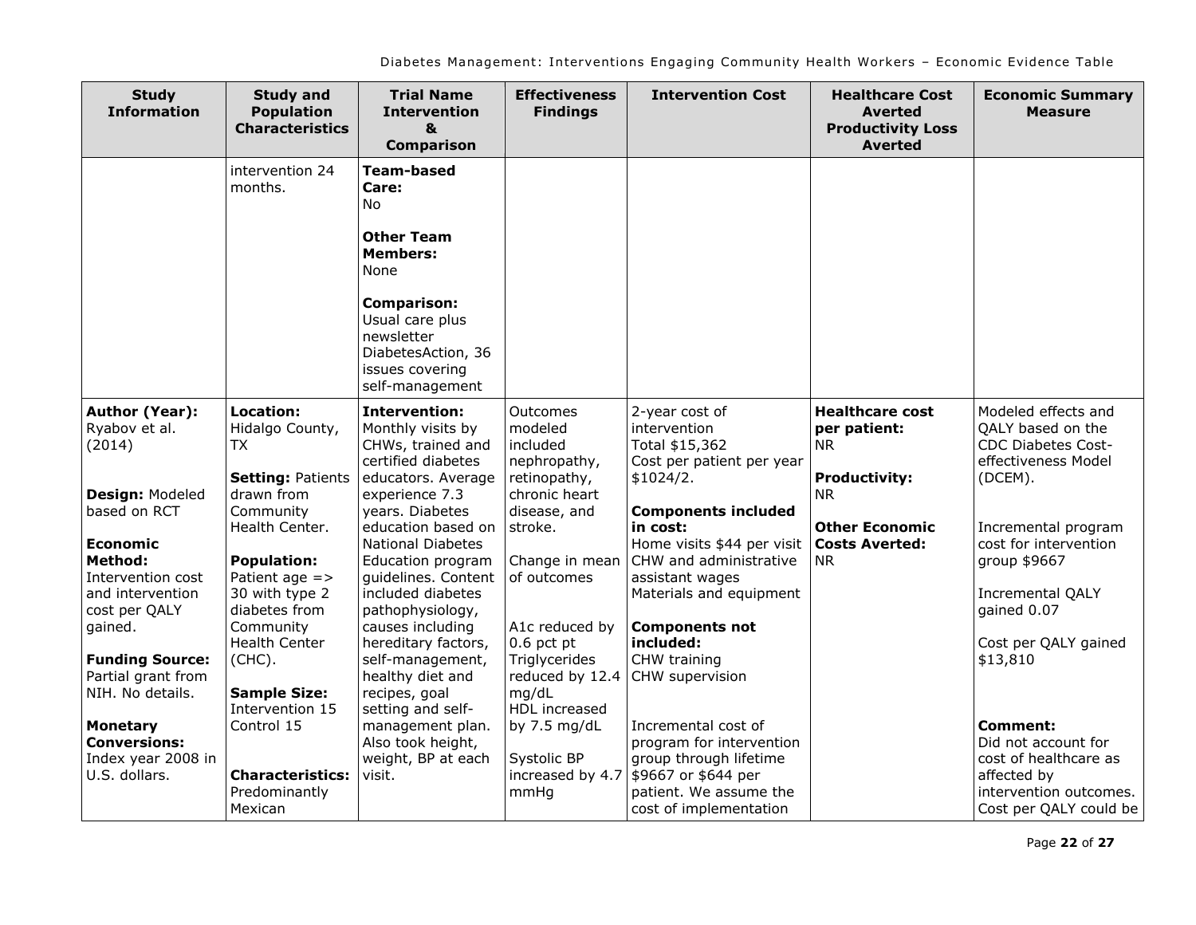| Study Information | Study and Population Characteristics | Trial Name Intervention & Comparison | Effectiveness Findings | Intervention Cost | Healthcare Cost Averted Productivity Loss Averted | Economic Summary Measure |
|---|---|---|---|---|---|---|
| | intervention 24 months. | **Team-based Care:** No<br><br>**Other Team Members:** None<br><br>**Comparison:** Usual care plus newsletter DiabetesAction, 36 issues covering self-management | | | | |
| **Author (Year):** Ryabov et al. (2014)<br><br>**Design:** Modeled based on RCT<br><br>**Economic Method:** Intervention cost and intervention cost per QALY gained.<br><br>**Funding Source:** Partial grant from NIH. No details.<br><br>**Monetary Conversions:** Index year 2008 in U.S. dollars. | **Location:** Hidalgo County, TX<br><br>**Setting:** Patients drawn from Community Health Center.<br><br>**Population:** Patient age => 30 with type 2 diabetes from Community Health Center (CHC).<br><br>**Sample Size:** Intervention 15 Control 15<br><br>**Characteristics:** Predominantly Mexican | **Intervention:** Monthly visits by CHWs, trained and certified diabetes educators. Average experience 7.3 years. Diabetes education based on National Diabetes Education program guidelines. Content included diabetes pathophysiology, causes including hereditary factors, self-management, healthy diet and recipes, goal setting and self-management plan. Also took height, weight, BP at each visit. | Outcomes modeled included nephropathy, retinopathy, chronic heart disease, and stroke.<br><br>Change in mean of outcomes<br><br>A1c reduced by 0.6 pct pt<br>Triglycerides reduced by 12.4 mg/dL<br>HDL increased by 7.5 mg/dL<br><br>Systolic BP increased by 4.7 mmHg | 2-year cost of intervention<br>Total $15,362<br>Cost per patient per year $1024/2.<br><br>**Components included in cost:**<br>Home visits $44 per visit<br>CHW and administrative assistant wages<br>Materials and equipment<br><br>**Components not included:**<br>CHW training<br>CHW supervision<br><br>Incremental cost of program for intervention group through lifetime $9667 or $644 per patient. We assume the cost of implementation | **Healthcare cost per patient:** NR<br><br>**Productivity:** NR<br><br>**Other Economic Costs Averted:** NR | Modeled effects and QALY based on the CDC Diabetes Cost-effectiveness Model (DCEM).<br><br>Incremental program cost for intervention group $9667<br><br>Incremental QALY gained 0.07<br><br>Cost per QALY gained $13,810<br><br>**Comment:** Did not account for cost of healthcare as affected by intervention outcomes. Cost per QALY could be |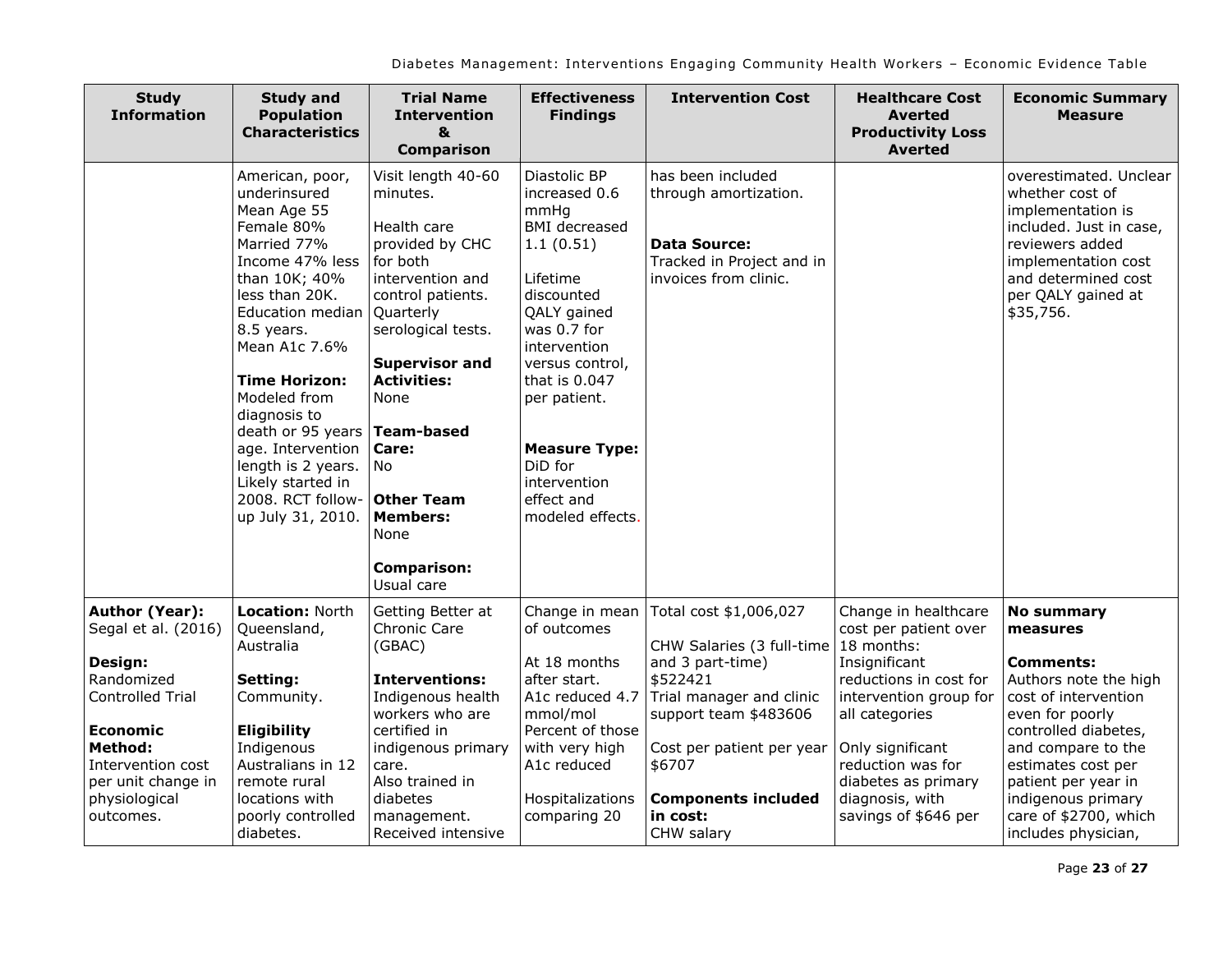| Study Information | Study and Population Characteristics | Trial Name Intervention & Comparison | Effectiveness Findings | Intervention Cost | Healthcare Cost Averted Productivity Loss Averted | Economic Summary Measure |
|---|---|---|---|---|---|---|
| | American, poor, underinsured<br>Mean Age 55<br>Female 80%<br>Married 77%<br>Income 47% less than 10K; 40% less than 20K.<br>Education median 8.5 years.<br>Mean A1c 7.6%<br><br>**Time Horizon:** Modeled from diagnosis to death or 95 years age. Intervention length is 2 years. Likely started in 2008. RCT follow-up July 31, 2010. | Visit length 40-60 minutes.<br><br>Health care provided by CHC for both intervention and control patients. Quarterly serological tests.<br><br>**Supervisor and Activities:** None<br><br>**Team-based Care:** No<br><br>**Other Team Members:** None<br><br>**Comparison:** Usual care | Diastolic BP increased 0.6 mmHg<br>BMI decreased 1.1 (0.51)<br><br>Lifetime discounted QALY gained was 0.7 for intervention versus control, that is 0.047 per patient.<br><br>**Measure Type:** DiD for intervention effect and modeled effects. | has been included through amortization.<br><br>**Data Source:** Tracked in Project and in invoices from clinic. | | overestimated. Unclear whether cost of implementation is included. Just in case, reviewers added implementation cost and determined cost per QALY gained at $35,756. |
| **Author (Year):** Segal et al. (2016)<br><br>**Design:** Randomized Controlled Trial<br><br>**Economic Method:** Intervention cost per unit change in physiological outcomes. | **Location:** North Queensland, Australia<br><br>**Setting:** Community.<br><br>**Eligibility** Indigenous Australians in 12 remote rural locations with poorly controlled diabetes. | Getting Better at Chronic Care (GBAC)<br><br>**Interventions:** Indigenous health workers who are certified in indigenous primary care.<br>Also trained in diabetes management.<br>Received intensive | Change in mean of outcomes<br><br>At 18 months after start.<br>A1c reduced 4.7 mmol/mol<br>Percent of those with very high A1c reduced<br><br>Hospitalizations comparing 20 | Total cost $1,006,027<br><br>CHW Salaries (3 full-time and 3 part-time) $522421<br>Trial manager and clinic support team $483606<br><br>Cost per patient per year $6707<br><br>**Components included in cost:**<br>CHW salary | Change in healthcare cost per patient over 18 months:<br>Insignificant reductions in cost for intervention group for all categories<br><br>Only significant reduction was for diabetes as primary diagnosis, with savings of $646 per | **No summary measures**<br><br>**Comments:**<br>Authors note the high cost of intervention even for poorly controlled diabetes, and compare to the estimates cost per patient per year in indigenous primary care of $2700, which includes physician, |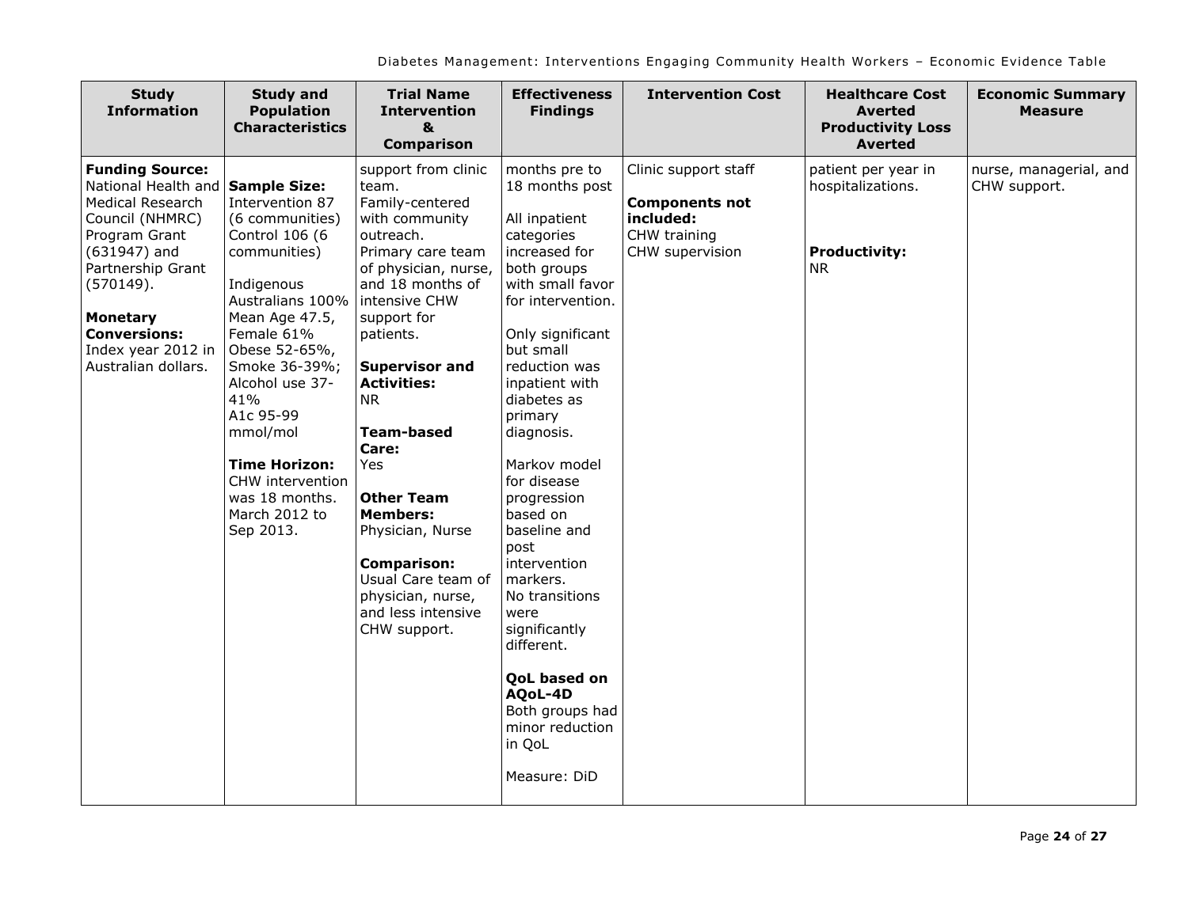| Study Information | Study and Population Characteristics | Trial Name Intervention & Comparison | Effectiveness Findings | Intervention Cost | Healthcare Cost Averted Productivity Loss Averted | Economic Summary Measure |
|---|---|---|---|---|---|---|
| **Funding Source:** National Health and Medical Research Council (NHMRC) Program Grant (631947) and Partnership Grant (570149).<br><br>**Monetary Conversions:** Index year 2012 in Australian dollars. | **Sample Size:** Intervention 87 (6 communities) Control 106 (6 communities)<br><br>Indigenous Australians 100% Mean Age 47.5, Female 61% Obese 52-65%, Smoke 36-39%; Alcohol use 37-41% A1c 95-99 mmol/mol<br><br>**Time Horizon:** CHW intervention was 18 months. March 2012 to Sep 2013. | support from clinic team. Family-centered with community outreach. Primary care team of physician, nurse, and 18 months of intensive CHW support for patients.<br><br>**Supervisor and Activities:** NR<br><br>**Team-based Care:** Yes<br><br>**Other Team Members:** Physician, Nurse<br><br>**Comparison:** Usual Care team of physician, nurse, and less intensive CHW support. | months pre to 18 months post<br><br>All inpatient categories increased for both groups with small favor for intervention.<br><br>Only significant but small reduction was inpatient with diabetes as primary diagnosis.<br><br>Markov model for disease progression based on baseline and post intervention markers. No transitions were significantly different.<br><br>**QoL based on AQoL-4D** Both groups had minor reduction in QoL<br><br>Measure: DiD | Clinic support staff<br><br>**Components not included:** CHW training CHW supervision | patient per year in hospitalizations.<br><br>**Productivity:** NR | nurse, managerial, and CHW support. |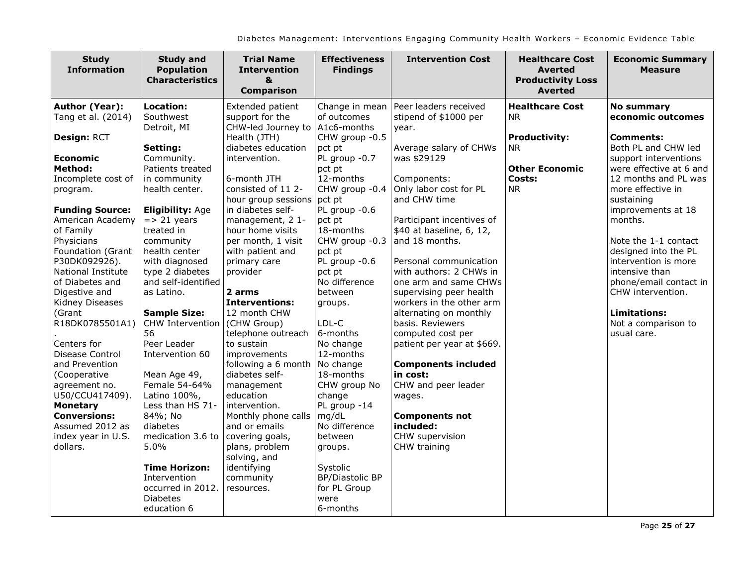| Study Information | Study and Population Characteristics | Trial Name Intervention & Comparison | Effectiveness Findings | Intervention Cost | Healthcare Cost Averted Productivity Loss Averted | Economic Summary Measure |
|---|---|---|---|---|---|---|
| **Author (Year):** Tang et al. (2014)<br><br>**Design:** RCT<br><br>**Economic Method:** Incomplete cost of program.<br><br>**Funding Source:** American Academy of Family Physicians Foundation (Grant P30DK092926). National Institute of Diabetes and Digestive and Kidney Diseases (Grant R18DK0785501A1).<br>Centers for Disease Control and Prevention (Cooperative agreement no. U50/CCU417409).<br>**Monetary Conversions:** Assumed 2012 as index year in U.S. dollars. | **Location:** Southwest Detroit, MI<br><br>**Setting:** Community. Patients treated in community health center.<br><br>**Eligibility:** Age => 21 years treated in community health center with diagnosed type 2 diabetes and self-identified as Latino.<br><br>**Sample Size:** CHW Intervention 56<br>Peer Leader Intervention 60<br><br>Mean Age 49, Female 54-64%<br>Latino 100%, Less than HS 71-84%; No diabetes medication 3.6 to 5.0%<br><br>**Time Horizon:** Intervention occurred in 2012. Diabetes education 6 | Extended patient support for the CHW-led Journey to Health (JTH) diabetes education intervention.<br><br>6-month JTH consisted of 11 2-hour group sessions in diabetes self-management, 2 1-hour home visits per month, 1 visit with patient and primary care provider<br><br>**2 arms Interventions:**<br>12 month CHW (CHW Group) telephone outreach to sustain improvements following a 6 month diabetes self-management education intervention. Monthly phone calls and or emails covering goals, plans, problem solving, and identifying community resources. | Change in mean of outcomes<br>A1c6-months<br>CHW group -0.5 pct pt<br>PL group -0.7 pct pt<br>12-months<br>CHW group -0.4 pct pt<br>PL group -0.6 pct pt<br>18-months<br>CHW group -0.3 pct pt<br>PL group -0.6 pct pt<br>No difference between groups.<br><br>LDL-C<br>6-months<br>No change<br>12-months<br>No change<br>18-months<br>CHW group No change<br>PL group -14 mg/dL<br>No difference between groups.<br><br>Systolic BP/Diastolic BP for PL Group were<br>6-months | Peer leaders received stipend of $1000 per year.<br><br>Average salary of CHWs was $29129<br><br>Components:<br>Only labor cost for PL and CHW time<br><br>Participant incentives of $40 at baseline, 6, 12, and 18 months.<br><br>Personal communication with authors: 2 CHWs in one arm and same CHWs supervising peer health workers in the other arm alternating on monthly basis. Reviewers computed cost per patient per year at $669.<br><br>**Components included in cost:**<br>CHW and peer leader wages.<br><br>**Components not included:**<br>CHW supervision<br>CHW training | **Healthcare Cost**<br>NR<br><br>**Productivity:**<br>NR<br><br>**Other Economic Costs:**<br>NR | **No summary economic outcomes**<br><br>**Comments:**<br>Both PL and CHW led support interventions were effective at 6 and 12 months and PL was more effective in sustaining improvements at 18 months.<br><br>Note the 1-1 contact designed into the PL intervention is more intensive than phone/email contact in CHW intervention.<br><br>**Limitations:**<br>Not a comparison to usual care. |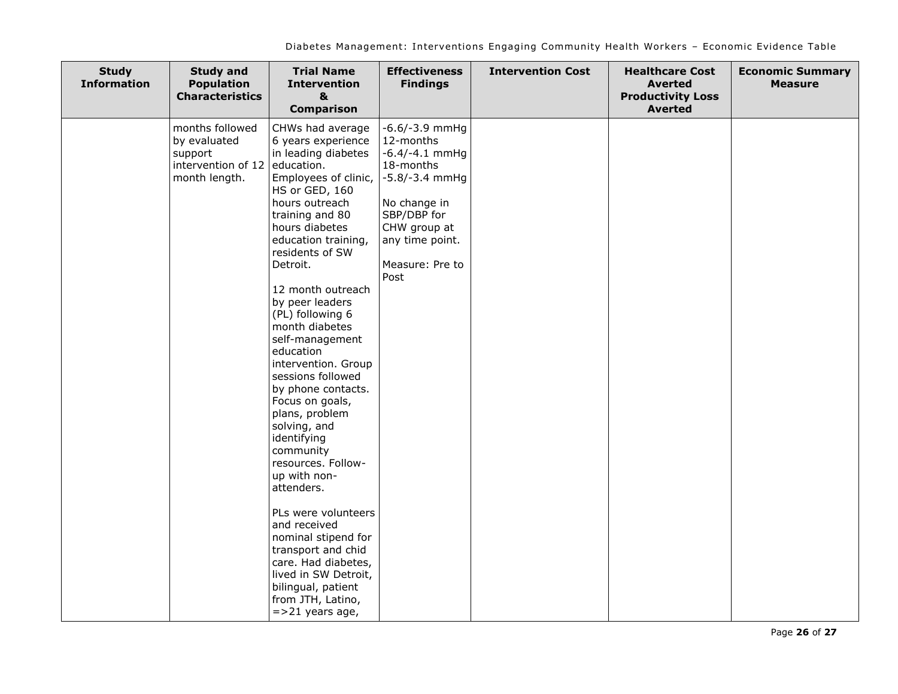| Study Information | Study and Population Characteristics | Trial Name Intervention & Comparison | Effectiveness Findings | Intervention Cost | Healthcare Cost Averted Productivity Loss Averted | Economic Summary Measure |
|---|---|---|---|---|---|---|
| | months followed by evaluated support intervention of 12 month length. | CHWs had average 6 years experience in leading diabetes education. Employees of clinic, HS or GED, 160 hours outreach training and 80 hours diabetes education training, residents of SW Detroit.<br><br>12 month outreach by peer leaders (PL) following 6 month diabetes self-management education intervention. Group sessions followed by phone contacts. Focus on goals, plans, problem solving, and identifying community resources. Follow-up with non-attenders.<br><br>PLs were volunteers and received nominal stipend for transport and chid care. Had diabetes, lived in SW Detroit, bilingual, patient from JTH, Latino, =>21 years age, | -6.6/-3.9 mmHg 12-months -6.4/-4.1 mmHg 18-months -5.8/-3.4 mmHg<br><br>No change in SBP/DBP for CHW group at any time point.<br><br>Measure: Pre to Post | | | |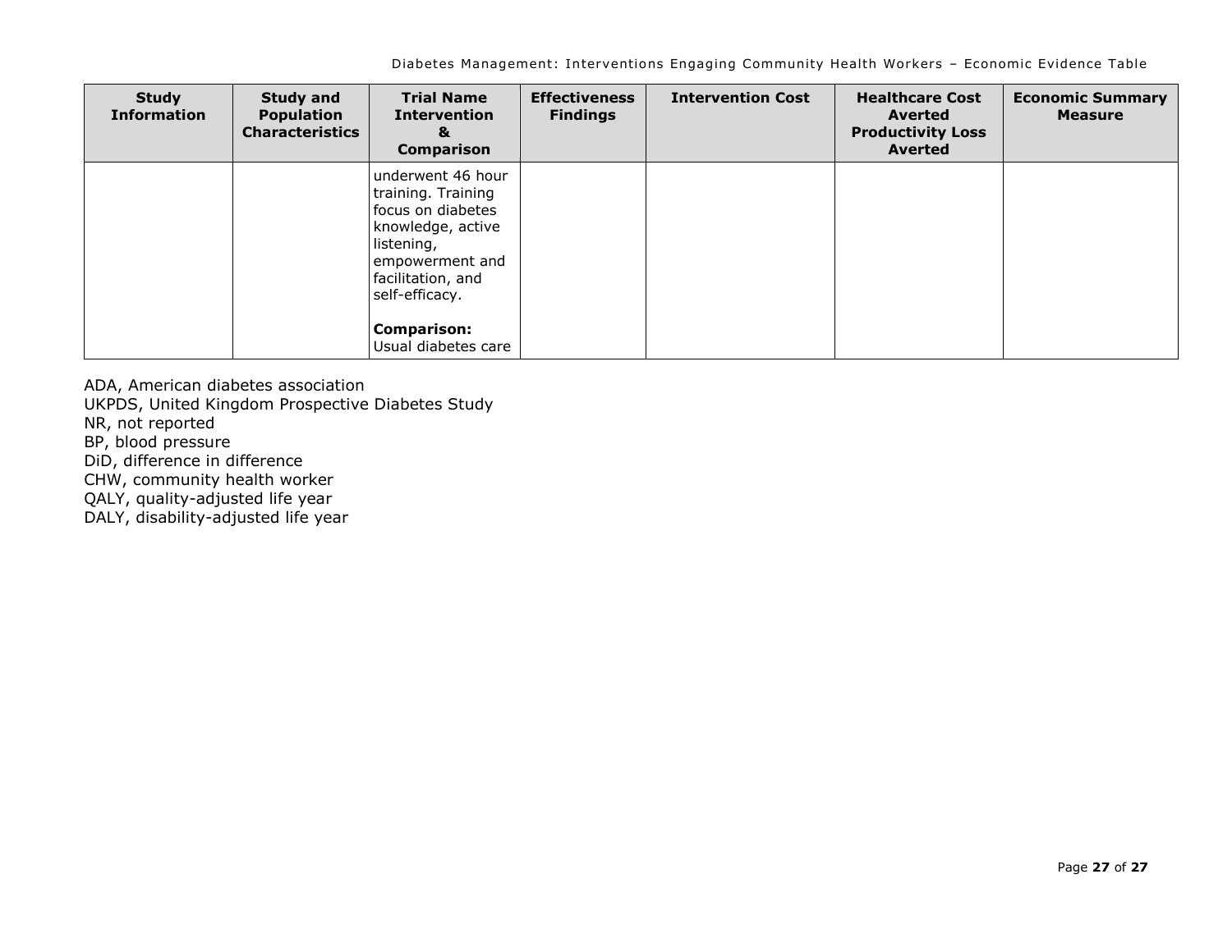| Study Information | Study and Population Characteristics | Trial Name Intervention & Comparison | Effectiveness Findings | Intervention Cost | Healthcare Cost Averted Productivity Loss Averted | Economic Summary Measure |
|---|---|---|---|---|---|---|
| | | underwent 46 hour training. Training focus on diabetes knowledge, active listening, empowerment and facilitation, and self-efficacy.<br><br>**Comparison:** Usual diabetes care | | | | |

ADA, American diabetes association
UKPDS, United Kingdom Prospective Diabetes Study
NR, not reported
BP, blood pressure
DiD, difference in difference
CHW, community health worker
QALY, quality-adjusted life year
DALY, disability-adjusted life year